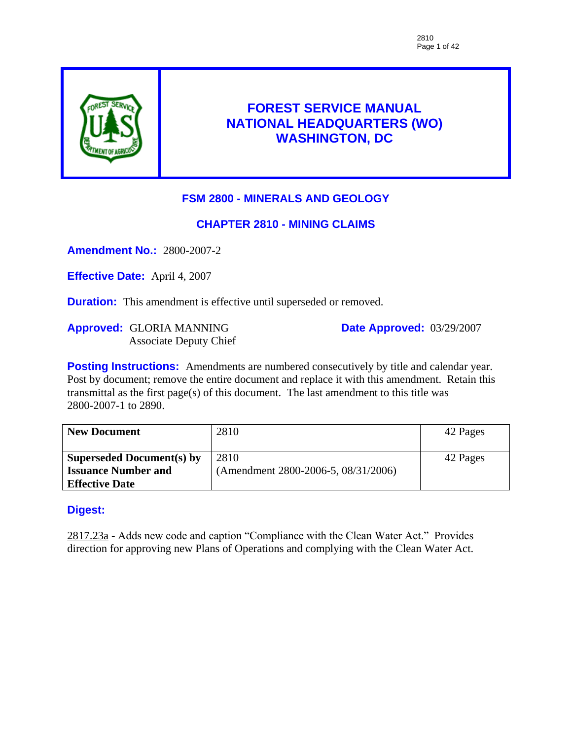# FOREST SERVICE MANUAL
# NATIONAL HEADQUARTERS (WO)
# WASHINGTON, DC

## FSM 2800 - MINERALS AND GEOLOGY

## CHAPTER 2810 - MINING CLAIMS

**Amendment No.:** 2800-2007-2

**Effective Date:** April 4, 2007

**Duration:** This amendment is effective until superseded or removed.

**Approved:** GLORIA MANNING
Associate Deputy Chief

**Date Approved:** 03/29/2007

**Posting Instructions:** Amendments are numbered consecutively by title and calendar year. Post by document; remove the entire document and replace it with this amendment. Retain this transmittal as the first page(s) of this document. The last amendment to this title was 2800-2007-1 to 2890.

| **New Document** | 2810 | 42 Pages |
|---|---|---|
| **Superseded Document(s) by Issuance Number and Effective Date** | 2810 (Amendment 2800-2006-5, 08/31/2006) | 42 Pages |

**Digest:**

2817.23a - Adds new code and caption "Compliance with the Clean Water Act." Provides direction for approving new Plans of Operations and complying with the Clean Water Act.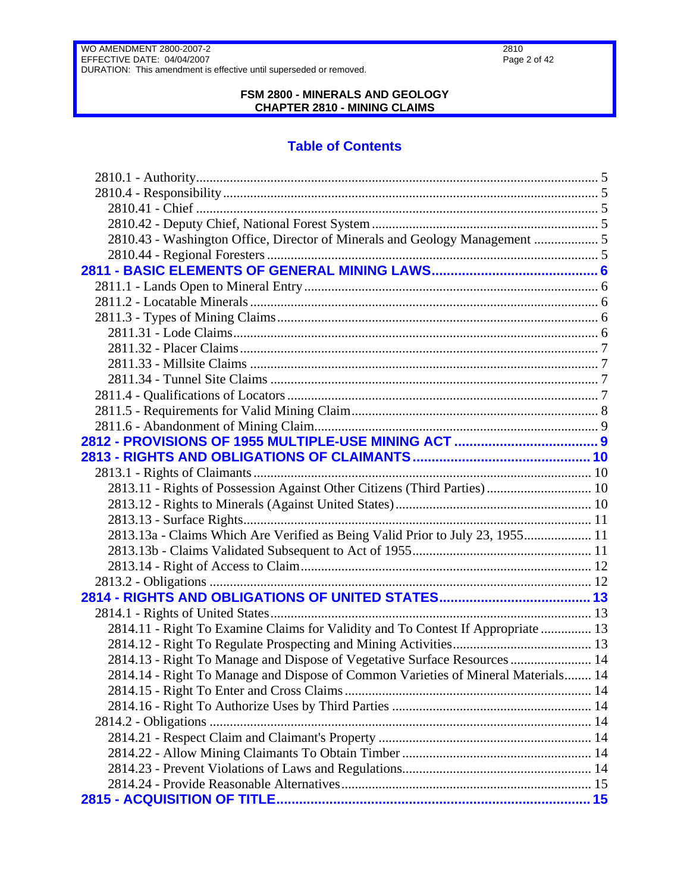# FSM 2800 - MINERALS AND GEOLOGY
# CHAPTER 2810 - MINING CLAIMS

## Table of Contents

- 2810.1 - Authority ..... 5
- 2810.4 - Responsibility ..... 5
  - 2810.41 - Chief ..... 5
  - 2810.42 - Deputy Chief, National Forest System ..... 5
  - 2810.43 - Washington Office, Director of Minerals and Geology Management ..... 5
  - 2810.44 - Regional Foresters ..... 5

**2811 - BASIC ELEMENTS OF GENERAL MINING LAWS ..... 6**

- 2811.1 - Lands Open to Mineral Entry ..... 6
- 2811.2 - Locatable Minerals ..... 6
- 2811.3 - Types of Mining Claims ..... 6
  - 2811.31 - Lode Claims ..... 6
  - 2811.32 - Placer Claims ..... 7
  - 2811.33 - Millsite Claims ..... 7
  - 2811.34 - Tunnel Site Claims ..... 7
- 2811.4 - Qualifications of Locators ..... 7
- 2811.5 - Requirements for Valid Mining Claim ..... 8
- 2811.6 - Abandonment of Mining Claim ..... 9

**2812 - PROVISIONS OF 1955 MULTIPLE-USE MINING ACT ..... 9**

**2813 - RIGHTS AND OBLIGATIONS OF CLAIMANTS ..... 10**

- 2813.1 - Rights of Claimants ..... 10
  - 2813.11 - Rights of Possession Against Other Citizens (Third Parties) ..... 10
  - 2813.12 - Rights to Minerals (Against United States) ..... 10
  - 2813.13 - Surface Rights ..... 11
  - 2813.13a - Claims Which Are Verified as Being Valid Prior to July 23, 1955 ..... 11
  - 2813.13b - Claims Validated Subsequent to Act of 1955 ..... 11
  - 2813.14 - Right of Access to Claim ..... 12
- 2813.2 - Obligations ..... 12

**2814 - RIGHTS AND OBLIGATIONS OF UNITED STATES ..... 13**

- 2814.1 - Rights of United States ..... 13
  - 2814.11 - Right To Examine Claims for Validity and To Contest If Appropriate ..... 13
  - 2814.12 - Right To Regulate Prospecting and Mining Activities ..... 13
  - 2814.13 - Right To Manage and Dispose of Vegetative Surface Resources ..... 14
  - 2814.14 - Right To Manage and Dispose of Common Varieties of Mineral Materials ..... 14
  - 2814.15 - Right To Enter and Cross Claims ..... 14
  - 2814.16 - Right To Authorize Uses by Third Parties ..... 14
- 2814.2 - Obligations ..... 14
  - 2814.21 - Respect Claim and Claimant's Property ..... 14
  - 2814.22 - Allow Mining Claimants To Obtain Timber ..... 14
  - 2814.23 - Prevent Violations of Laws and Regulations ..... 14
  - 2814.24 - Provide Reasonable Alternatives ..... 15

**2815 - ACQUISITION OF TITLE ..... 15**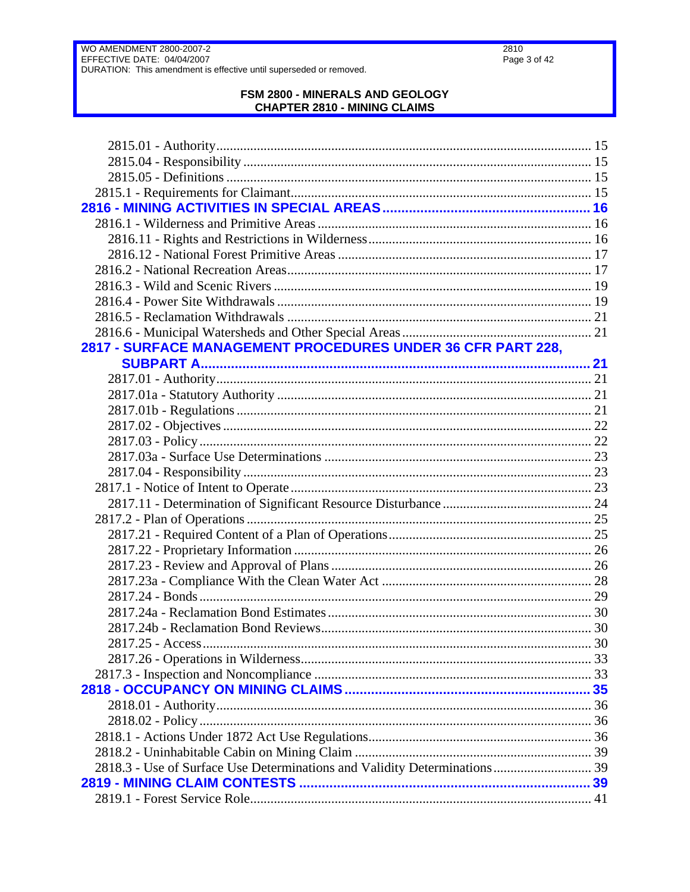2815.01 - Authority ........ 15
2815.04 - Responsibility ........ 15
2815.05 - Definitions ........ 15
2815.1 - Requirements for Claimant ........ 15

**2816 - MINING ACTIVITIES IN SPECIAL AREAS ........ 16**

2816.1 - Wilderness and Primitive Areas ........ 16
2816.11 - Rights and Restrictions in Wilderness ........ 16
2816.12 - National Forest Primitive Areas ........ 17
2816.2 - National Recreation Areas ........ 17
2816.3 - Wild and Scenic Rivers ........ 19
2816.4 - Power Site Withdrawals ........ 19
2816.5 - Reclamation Withdrawals ........ 21
2816.6 - Municipal Watersheds and Other Special Areas ........ 21

**2817 - SURFACE MANAGEMENT PROCEDURES UNDER 36 CFR PART 228, SUBPART A ........ 21**

2817.01 - Authority ........ 21
2817.01a - Statutory Authority ........ 21
2817.01b - Regulations ........ 21
2817.02 - Objectives ........ 22
2817.03 - Policy ........ 22
2817.03a - Surface Use Determinations ........ 23
2817.04 - Responsibility ........ 23
2817.1 - Notice of Intent to Operate ........ 23
2817.11 - Determination of Significant Resource Disturbance ........ 24
2817.2 - Plan of Operations ........ 25
2817.21 - Required Content of a Plan of Operations ........ 25
2817.22 - Proprietary Information ........ 26
2817.23 - Review and Approval of Plans ........ 26
2817.23a - Compliance With the Clean Water Act ........ 28
2817.24 - Bonds ........ 29
2817.24a - Reclamation Bond Estimates ........ 30
2817.24b - Reclamation Bond Reviews ........ 30
2817.25 - Access ........ 30
2817.26 - Operations in Wilderness ........ 33
2817.3 - Inspection and Noncompliance ........ 33

**2818 - OCCUPANCY ON MINING CLAIMS ........ 35**

2818.01 - Authority ........ 36
2818.02 - Policy ........ 36
2818.1 - Actions Under 1872 Act Use Regulations ........ 36
2818.2 - Uninhabitable Cabin on Mining Claim ........ 39
2818.3 - Use of Surface Use Determinations and Validity Determinations ........ 39

**2819 - MINING CLAIM CONTESTS ........ 39**

2819.1 - Forest Service Role ........ 41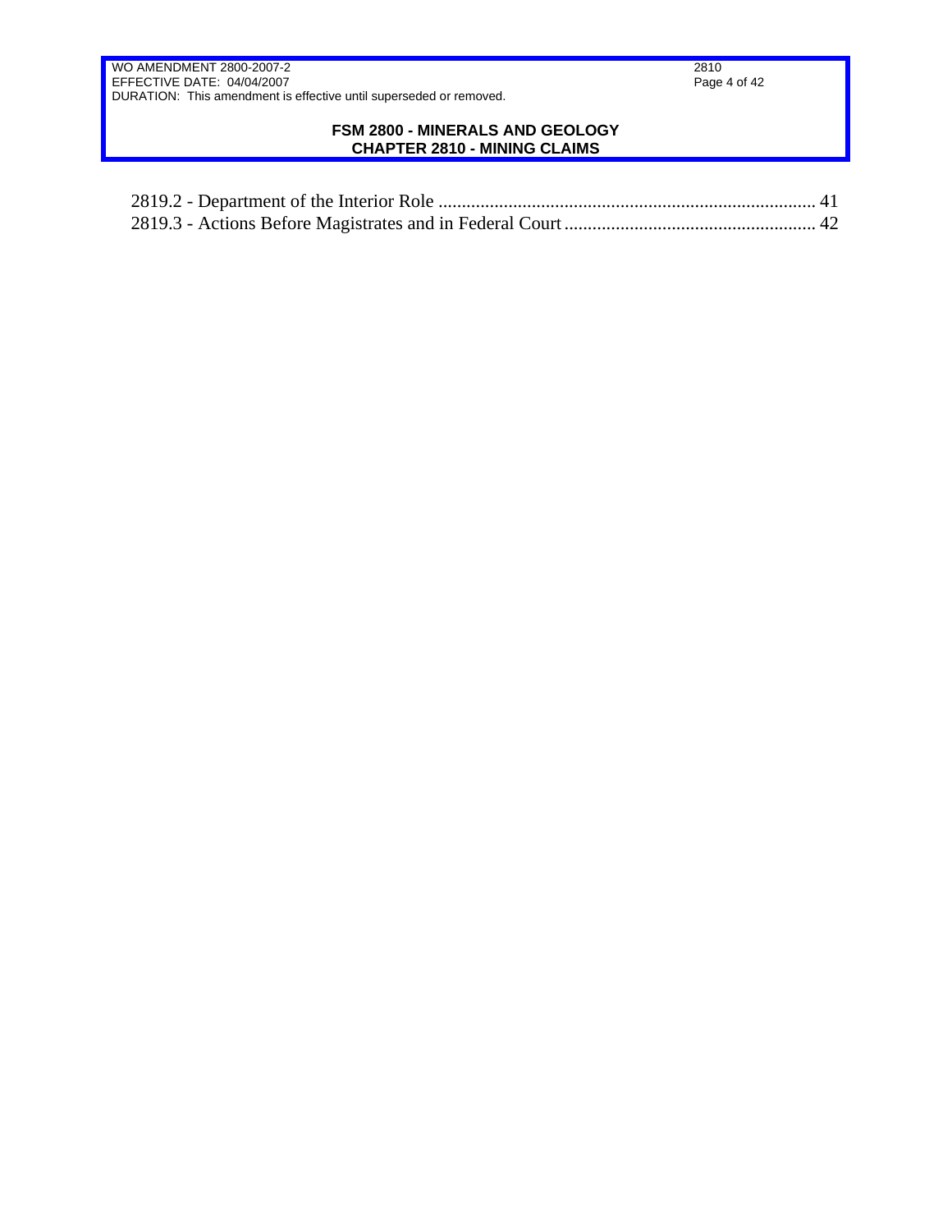2819.2 - Department of the Interior Role ................................................................................ 41
2819.3 - Actions Before Magistrates and in Federal Court ...................................................... 42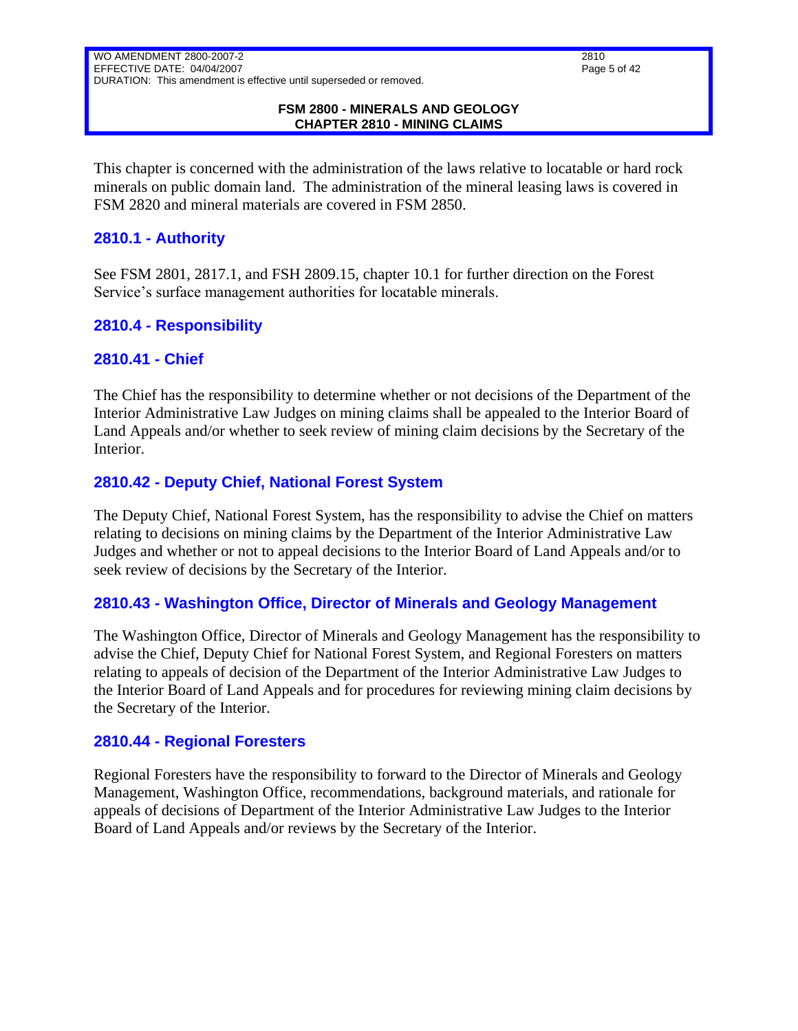This chapter is concerned with the administration of the laws relative to locatable or hard rock minerals on public domain land. The administration of the mineral leasing laws is covered in FSM 2820 and mineral materials are covered in FSM 2850.

## 2810.1 - Authority

See FSM 2801, 2817.1, and FSH 2809.15, chapter 10.1 for further direction on the Forest Service's surface management authorities for locatable minerals.

## 2810.4 - Responsibility

## 2810.41 - Chief

The Chief has the responsibility to determine whether or not decisions of the Department of the Interior Administrative Law Judges on mining claims shall be appealed to the Interior Board of Land Appeals and/or whether to seek review of mining claim decisions by the Secretary of the Interior.

## 2810.42 - Deputy Chief, National Forest System

The Deputy Chief, National Forest System, has the responsibility to advise the Chief on matters relating to decisions on mining claims by the Department of the Interior Administrative Law Judges and whether or not to appeal decisions to the Interior Board of Land Appeals and/or to seek review of decisions by the Secretary of the Interior.

## 2810.43 - Washington Office, Director of Minerals and Geology Management

The Washington Office, Director of Minerals and Geology Management has the responsibility to advise the Chief, Deputy Chief for National Forest System, and Regional Foresters on matters relating to appeals of decision of the Department of the Interior Administrative Law Judges to the Interior Board of Land Appeals and for procedures for reviewing mining claim decisions by the Secretary of the Interior.

## 2810.44 - Regional Foresters

Regional Foresters have the responsibility to forward to the Director of Minerals and Geology Management, Washington Office, recommendations, background materials, and rationale for appeals of decisions of Department of the Interior Administrative Law Judges to the Interior Board of Land Appeals and/or reviews by the Secretary of the Interior.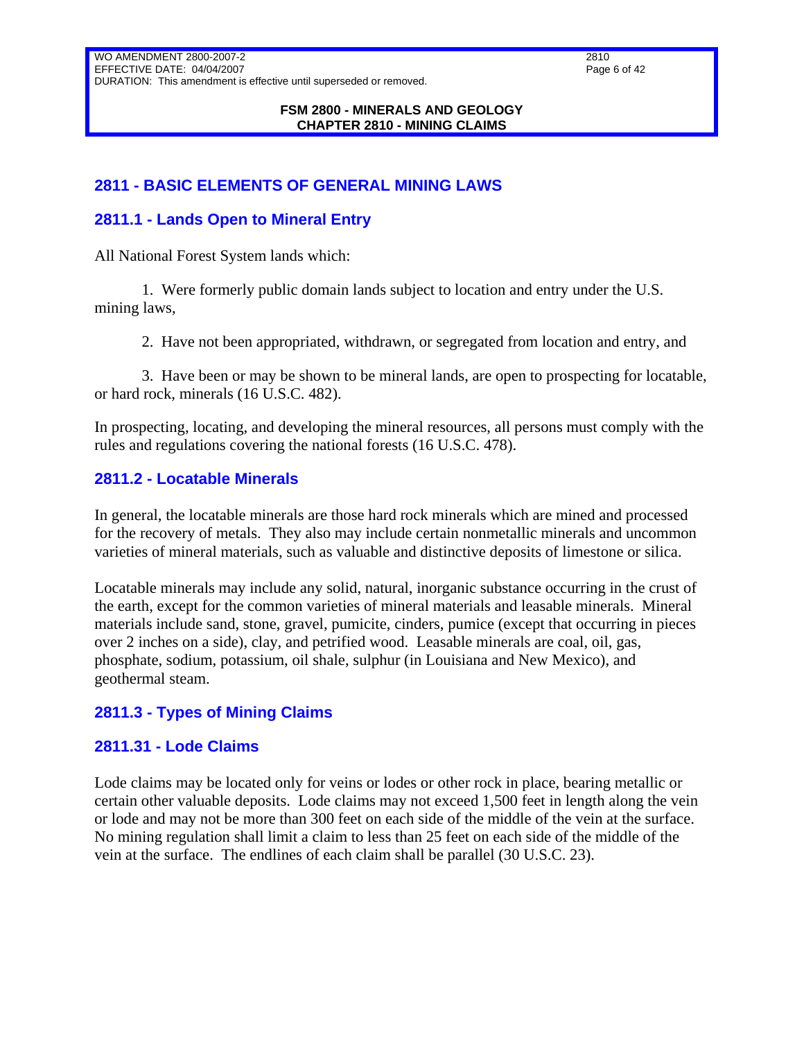## 2811 - BASIC ELEMENTS OF GENERAL MINING LAWS

### 2811.1 - Lands Open to Mineral Entry

All National Forest System lands which:

1. Were formerly public domain lands subject to location and entry under the U.S. mining laws,

2. Have not been appropriated, withdrawn, or segregated from location and entry, and

3. Have been or may be shown to be mineral lands, are open to prospecting for locatable, or hard rock, minerals (16 U.S.C. 482).

In prospecting, locating, and developing the mineral resources, all persons must comply with the rules and regulations covering the national forests (16 U.S.C. 478).

### 2811.2 - Locatable Minerals

In general, the locatable minerals are those hard rock minerals which are mined and processed for the recovery of metals. They also may include certain nonmetallic minerals and uncommon varieties of mineral materials, such as valuable and distinctive deposits of limestone or silica.

Locatable minerals may include any solid, natural, inorganic substance occurring in the crust of the earth, except for the common varieties of mineral materials and leasable minerals. Mineral materials include sand, stone, gravel, pumicite, cinders, pumice (except that occurring in pieces over 2 inches on a side), clay, and petrified wood. Leasable minerals are coal, oil, gas, phosphate, sodium, potassium, oil shale, sulphur (in Louisiana and New Mexico), and geothermal steam.

### 2811.3 - Types of Mining Claims

#### 2811.31 - Lode Claims

Lode claims may be located only for veins or lodes or other rock in place, bearing metallic or certain other valuable deposits. Lode claims may not exceed 1,500 feet in length along the vein or lode and may not be more than 300 feet on each side of the middle of the vein at the surface. No mining regulation shall limit a claim to less than 25 feet on each side of the middle of the vein at the surface. The endlines of each claim shall be parallel (30 U.S.C. 23).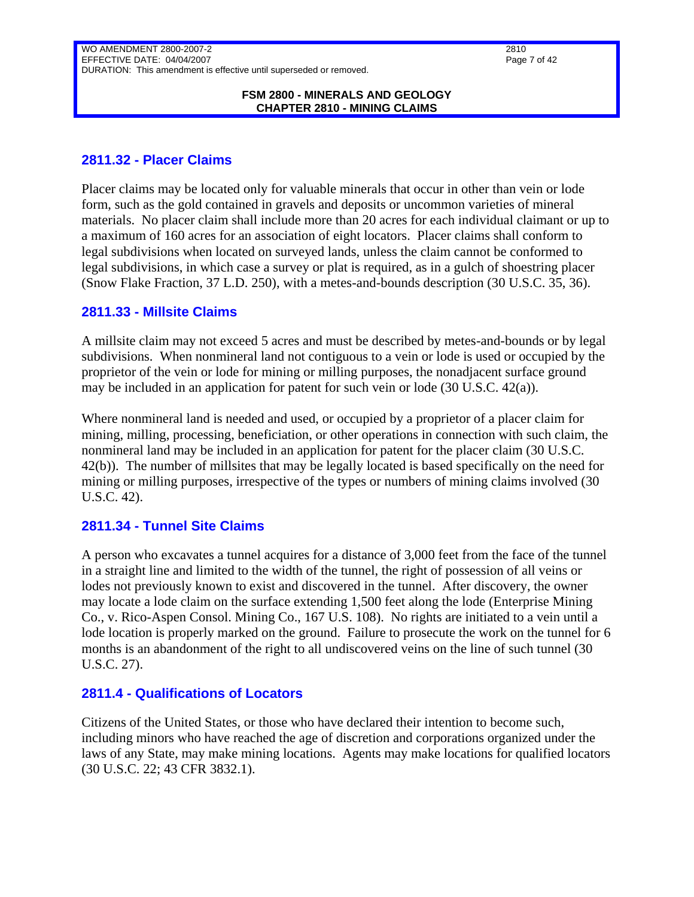## 2811.32 - Placer Claims

Placer claims may be located only for valuable minerals that occur in other than vein or lode form, such as the gold contained in gravels and deposits or uncommon varieties of mineral materials. No placer claim shall include more than 20 acres for each individual claimant or up to a maximum of 160 acres for an association of eight locators. Placer claims shall conform to legal subdivisions when located on surveyed lands, unless the claim cannot be conformed to legal subdivisions, in which case a survey or plat is required, as in a gulch of shoestring placer (Snow Flake Fraction, 37 L.D. 250), with a metes-and-bounds description (30 U.S.C. 35, 36).

## 2811.33 - Millsite Claims

A millsite claim may not exceed 5 acres and must be described by metes-and-bounds or by legal subdivisions. When nonmineral land not contiguous to a vein or lode is used or occupied by the proprietor of the vein or lode for mining or milling purposes, the nonadjacent surface ground may be included in an application for patent for such vein or lode (30 U.S.C. 42(a)).

Where nonmineral land is needed and used, or occupied by a proprietor of a placer claim for mining, milling, processing, beneficiation, or other operations in connection with such claim, the nonmineral land may be included in an application for patent for the placer claim (30 U.S.C. 42(b)). The number of millsites that may be legally located is based specifically on the need for mining or milling purposes, irrespective of the types or numbers of mining claims involved (30 U.S.C. 42).

## 2811.34 - Tunnel Site Claims

A person who excavates a tunnel acquires for a distance of 3,000 feet from the face of the tunnel in a straight line and limited to the width of the tunnel, the right of possession of all veins or lodes not previously known to exist and discovered in the tunnel. After discovery, the owner may locate a lode claim on the surface extending 1,500 feet along the lode (Enterprise Mining Co., v. Rico-Aspen Consol. Mining Co., 167 U.S. 108). No rights are initiated to a vein until a lode location is properly marked on the ground. Failure to prosecute the work on the tunnel for 6 months is an abandonment of the right to all undiscovered veins on the line of such tunnel (30 U.S.C. 27).

## 2811.4 - Qualifications of Locators

Citizens of the United States, or those who have declared their intention to become such, including minors who have reached the age of discretion and corporations organized under the laws of any State, may make mining locations. Agents may make locations for qualified locators (30 U.S.C. 22; 43 CFR 3832.1).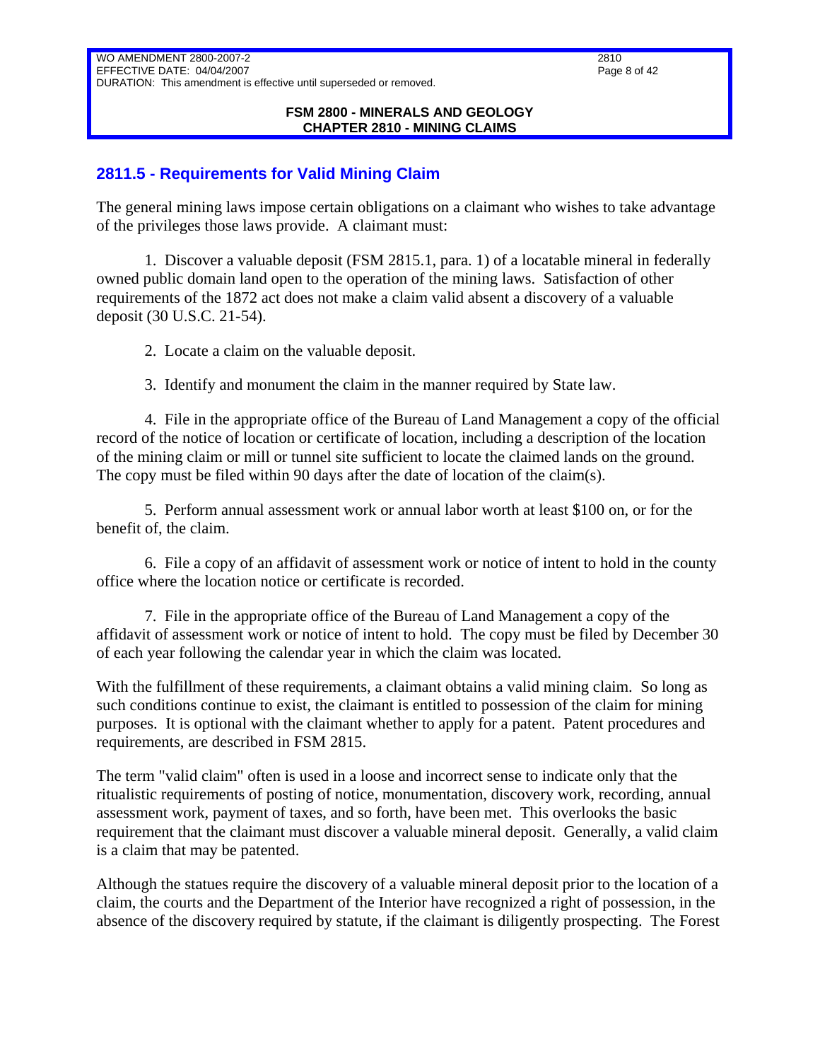## 2811.5 - Requirements for Valid Mining Claim

The general mining laws impose certain obligations on a claimant who wishes to take advantage of the privileges those laws provide. A claimant must:

1. Discover a valuable deposit (FSM 2815.1, para. 1) of a locatable mineral in federally owned public domain land open to the operation of the mining laws. Satisfaction of other requirements of the 1872 act does not make a claim valid absent a discovery of a valuable deposit (30 U.S.C. 21-54).

2. Locate a claim on the valuable deposit.

3. Identify and monument the claim in the manner required by State law.

4. File in the appropriate office of the Bureau of Land Management a copy of the official record of the notice of location or certificate of location, including a description of the location of the mining claim or mill or tunnel site sufficient to locate the claimed lands on the ground. The copy must be filed within 90 days after the date of location of the claim(s).

5. Perform annual assessment work or annual labor worth at least $100 on, or for the benefit of, the claim.

6. File a copy of an affidavit of assessment work or notice of intent to hold in the county office where the location notice or certificate is recorded.

7. File in the appropriate office of the Bureau of Land Management a copy of the affidavit of assessment work or notice of intent to hold. The copy must be filed by December 30 of each year following the calendar year in which the claim was located.

With the fulfillment of these requirements, a claimant obtains a valid mining claim. So long as such conditions continue to exist, the claimant is entitled to possession of the claim for mining purposes. It is optional with the claimant whether to apply for a patent. Patent procedures and requirements, are described in FSM 2815.

The term "valid claim" often is used in a loose and incorrect sense to indicate only that the ritualistic requirements of posting of notice, monumentation, discovery work, recording, annual assessment work, payment of taxes, and so forth, have been met. This overlooks the basic requirement that the claimant must discover a valuable mineral deposit. Generally, a valid claim is a claim that may be patented.

Although the statues require the discovery of a valuable mineral deposit prior to the location of a claim, the courts and the Department of the Interior have recognized a right of possession, in the absence of the discovery required by statute, if the claimant is diligently prospecting. The Forest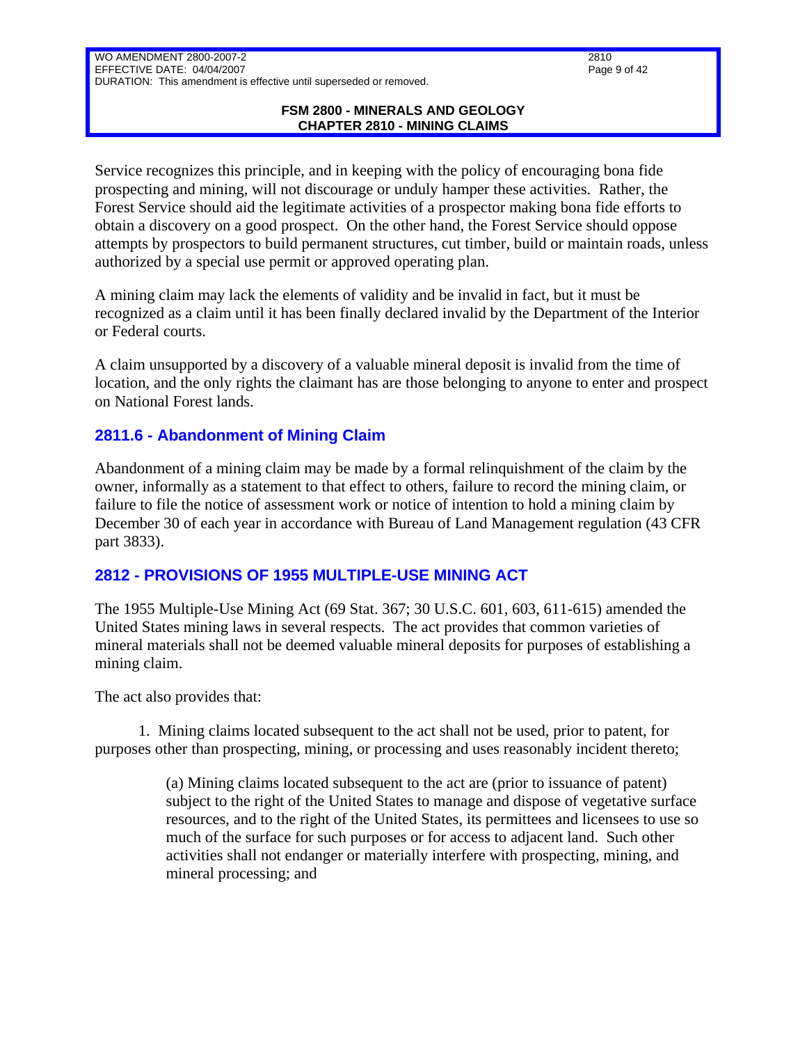Service recognizes this principle, and in keeping with the policy of encouraging bona fide prospecting and mining, will not discourage or unduly hamper these activities. Rather, the Forest Service should aid the legitimate activities of a prospector making bona fide efforts to obtain a discovery on a good prospect. On the other hand, the Forest Service should oppose attempts by prospectors to build permanent structures, cut timber, build or maintain roads, unless authorized by a special use permit or approved operating plan.

A mining claim may lack the elements of validity and be invalid in fact, but it must be recognized as a claim until it has been finally declared invalid by the Department of the Interior or Federal courts.

A claim unsupported by a discovery of a valuable mineral deposit is invalid from the time of location, and the only rights the claimant has are those belonging to anyone to enter and prospect on National Forest lands.

## 2811.6 - Abandonment of Mining Claim

Abandonment of a mining claim may be made by a formal relinquishment of the claim by the owner, informally as a statement to that effect to others, failure to record the mining claim, or failure to file the notice of assessment work or notice of intention to hold a mining claim by December 30 of each year in accordance with Bureau of Land Management regulation (43 CFR part 3833).

## 2812 - PROVISIONS OF 1955 MULTIPLE-USE MINING ACT

The 1955 Multiple-Use Mining Act (69 Stat. 367; 30 U.S.C. 601, 603, 611-615) amended the United States mining laws in several respects. The act provides that common varieties of mineral materials shall not be deemed valuable mineral deposits for purposes of establishing a mining claim.

The act also provides that:

1. Mining claims located subsequent to the act shall not be used, prior to patent, for purposes other than prospecting, mining, or processing and uses reasonably incident thereto;

    (a) Mining claims located subsequent to the act are (prior to issuance of patent) subject to the right of the United States to manage and dispose of vegetative surface resources, and to the right of the United States, its permittees and licensees to use so much of the surface for such purposes or for access to adjacent land. Such other activities shall not endanger or materially interfere with prospecting, mining, and mineral processing; and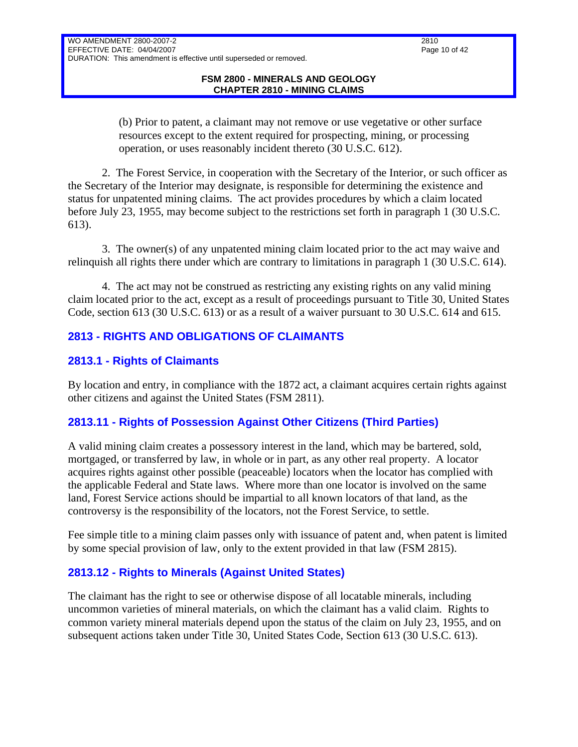(b) Prior to patent, a claimant may not remove or use vegetative or other surface resources except to the extent required for prospecting, mining, or processing operation, or uses reasonably incident thereto (30 U.S.C. 612).

2. The Forest Service, in cooperation with the Secretary of the Interior, or such officer as the Secretary of the Interior may designate, is responsible for determining the existence and status for unpatented mining claims. The act provides procedures by which a claim located before July 23, 1955, may become subject to the restrictions set forth in paragraph 1 (30 U.S.C. 613).

3. The owner(s) of any unpatented mining claim located prior to the act may waive and relinquish all rights there under which are contrary to limitations in paragraph 1 (30 U.S.C. 614).

4. The act may not be construed as restricting any existing rights on any valid mining claim located prior to the act, except as a result of proceedings pursuant to Title 30, United States Code, section 613 (30 U.S.C. 613) or as a result of a waiver pursuant to 30 U.S.C. 614 and 615.

## 2813 - RIGHTS AND OBLIGATIONS OF CLAIMANTS

### 2813.1 - Rights of Claimants

By location and entry, in compliance with the 1872 act, a claimant acquires certain rights against other citizens and against the United States (FSM 2811).

#### 2813.11 - Rights of Possession Against Other Citizens (Third Parties)

A valid mining claim creates a possessory interest in the land, which may be bartered, sold, mortgaged, or transferred by law, in whole or in part, as any other real property. A locator acquires rights against other possible (peaceable) locators when the locator has complied with the applicable Federal and State laws. Where more than one locator is involved on the same land, Forest Service actions should be impartial to all known locators of that land, as the controversy is the responsibility of the locators, not the Forest Service, to settle.

Fee simple title to a mining claim passes only with issuance of patent and, when patent is limited by some special provision of law, only to the extent provided in that law (FSM 2815).

#### 2813.12 - Rights to Minerals (Against United States)

The claimant has the right to see or otherwise dispose of all locatable minerals, including uncommon varieties of mineral materials, on which the claimant has a valid claim. Rights to common variety mineral materials depend upon the status of the claim on July 23, 1955, and on subsequent actions taken under Title 30, United States Code, Section 613 (30 U.S.C. 613).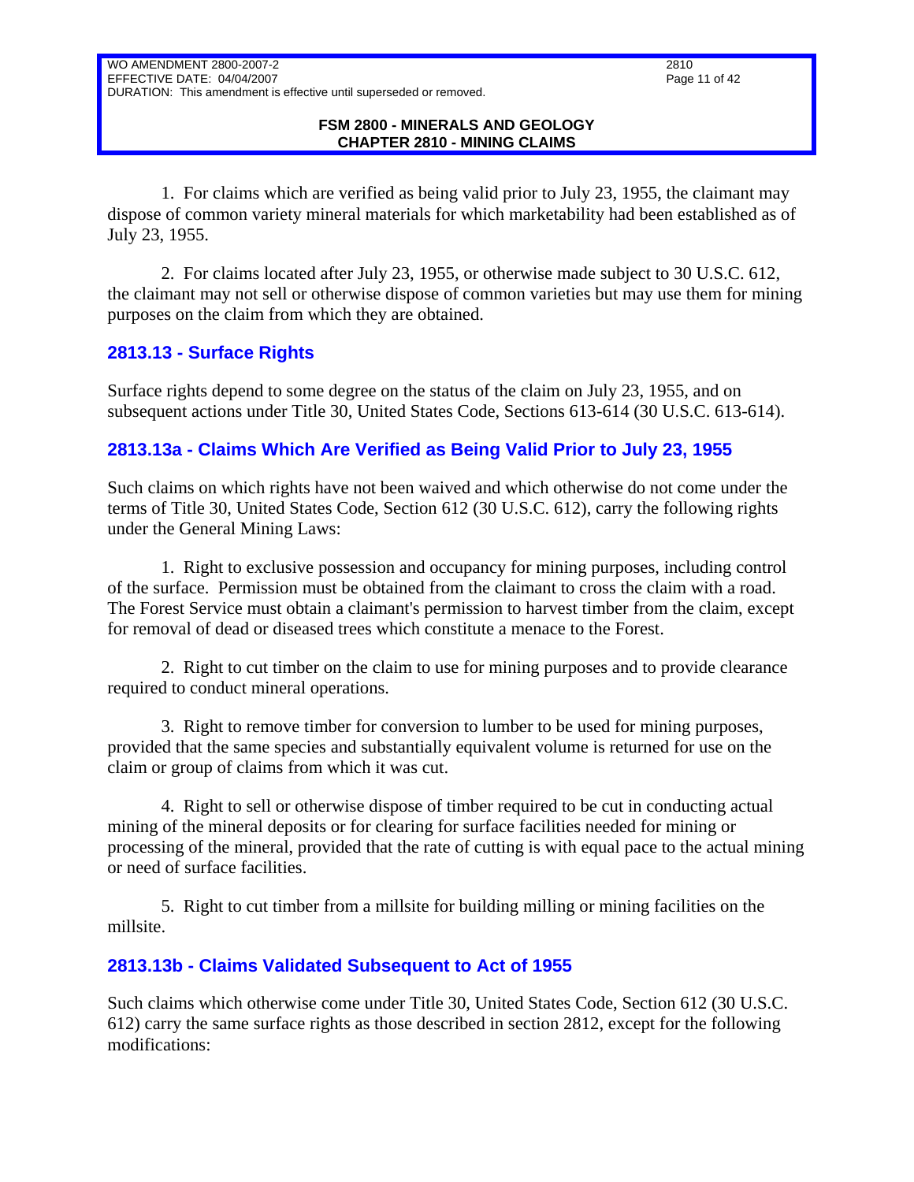1. For claims which are verified as being valid prior to July 23, 1955, the claimant may dispose of common variety mineral materials for which marketability had been established as of July 23, 1955.

2. For claims located after July 23, 1955, or otherwise made subject to 30 U.S.C. 612, the claimant may not sell or otherwise dispose of common varieties but may use them for mining purposes on the claim from which they are obtained.

## 2813.13 - Surface Rights

Surface rights depend to some degree on the status of the claim on July 23, 1955, and on subsequent actions under Title 30, United States Code, Sections 613-614 (30 U.S.C. 613-614).

## 2813.13a - Claims Which Are Verified as Being Valid Prior to July 23, 1955

Such claims on which rights have not been waived and which otherwise do not come under the terms of Title 30, United States Code, Section 612 (30 U.S.C. 612), carry the following rights under the General Mining Laws:

1. Right to exclusive possession and occupancy for mining purposes, including control of the surface. Permission must be obtained from the claimant to cross the claim with a road. The Forest Service must obtain a claimant's permission to harvest timber from the claim, except for removal of dead or diseased trees which constitute a menace to the Forest.

2. Right to cut timber on the claim to use for mining purposes and to provide clearance required to conduct mineral operations.

3. Right to remove timber for conversion to lumber to be used for mining purposes, provided that the same species and substantially equivalent volume is returned for use on the claim or group of claims from which it was cut.

4. Right to sell or otherwise dispose of timber required to be cut in conducting actual mining of the mineral deposits or for clearing for surface facilities needed for mining or processing of the mineral, provided that the rate of cutting is with equal pace to the actual mining or need of surface facilities.

5. Right to cut timber from a millsite for building milling or mining facilities on the millsite.

## 2813.13b - Claims Validated Subsequent to Act of 1955

Such claims which otherwise come under Title 30, United States Code, Section 612 (30 U.S.C. 612) carry the same surface rights as those described in section 2812, except for the following modifications: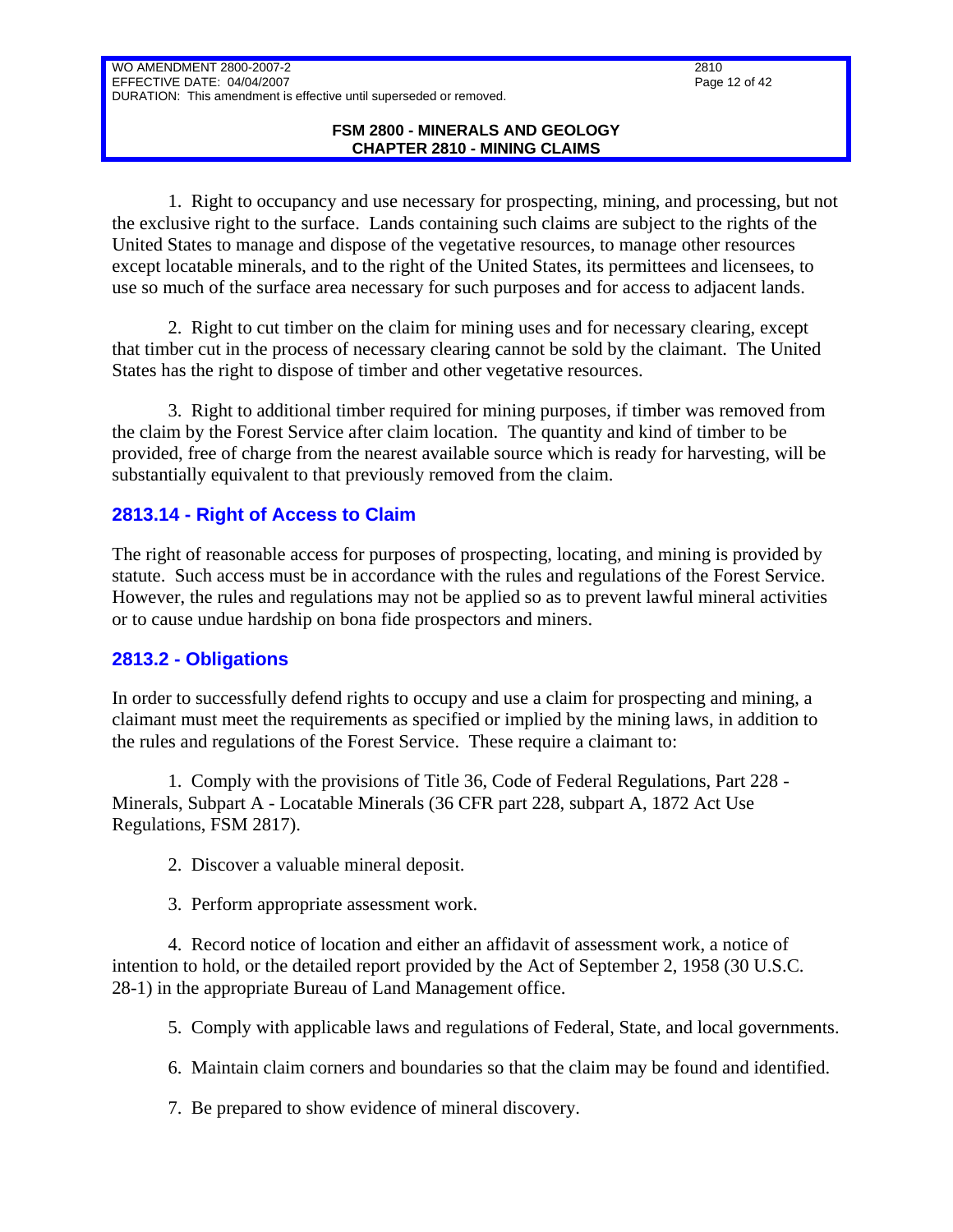1. Right to occupancy and use necessary for prospecting, mining, and processing, but not the exclusive right to the surface. Lands containing such claims are subject to the rights of the United States to manage and dispose of the vegetative resources, to manage other resources except locatable minerals, and to the right of the United States, its permittees and licensees, to use so much of the surface area necessary for such purposes and for access to adjacent lands.

2. Right to cut timber on the claim for mining uses and for necessary clearing, except that timber cut in the process of necessary clearing cannot be sold by the claimant. The United States has the right to dispose of timber and other vegetative resources.

3. Right to additional timber required for mining purposes, if timber was removed from the claim by the Forest Service after claim location. The quantity and kind of timber to be provided, free of charge from the nearest available source which is ready for harvesting, will be substantially equivalent to that previously removed from the claim.

## 2813.14 - Right of Access to Claim

The right of reasonable access for purposes of prospecting, locating, and mining is provided by statute. Such access must be in accordance with the rules and regulations of the Forest Service. However, the rules and regulations may not be applied so as to prevent lawful mineral activities or to cause undue hardship on bona fide prospectors and miners.

## 2813.2 - Obligations

In order to successfully defend rights to occupy and use a claim for prospecting and mining, a claimant must meet the requirements as specified or implied by the mining laws, in addition to the rules and regulations of the Forest Service. These require a claimant to:

1. Comply with the provisions of Title 36, Code of Federal Regulations, Part 228 - Minerals, Subpart A - Locatable Minerals (36 CFR part 228, subpart A, 1872 Act Use Regulations, FSM 2817).

2. Discover a valuable mineral deposit.

3. Perform appropriate assessment work.

4. Record notice of location and either an affidavit of assessment work, a notice of intention to hold, or the detailed report provided by the Act of September 2, 1958 (30 U.S.C. 28-1) in the appropriate Bureau of Land Management office.

5. Comply with applicable laws and regulations of Federal, State, and local governments.

6. Maintain claim corners and boundaries so that the claim may be found and identified.

7. Be prepared to show evidence of mineral discovery.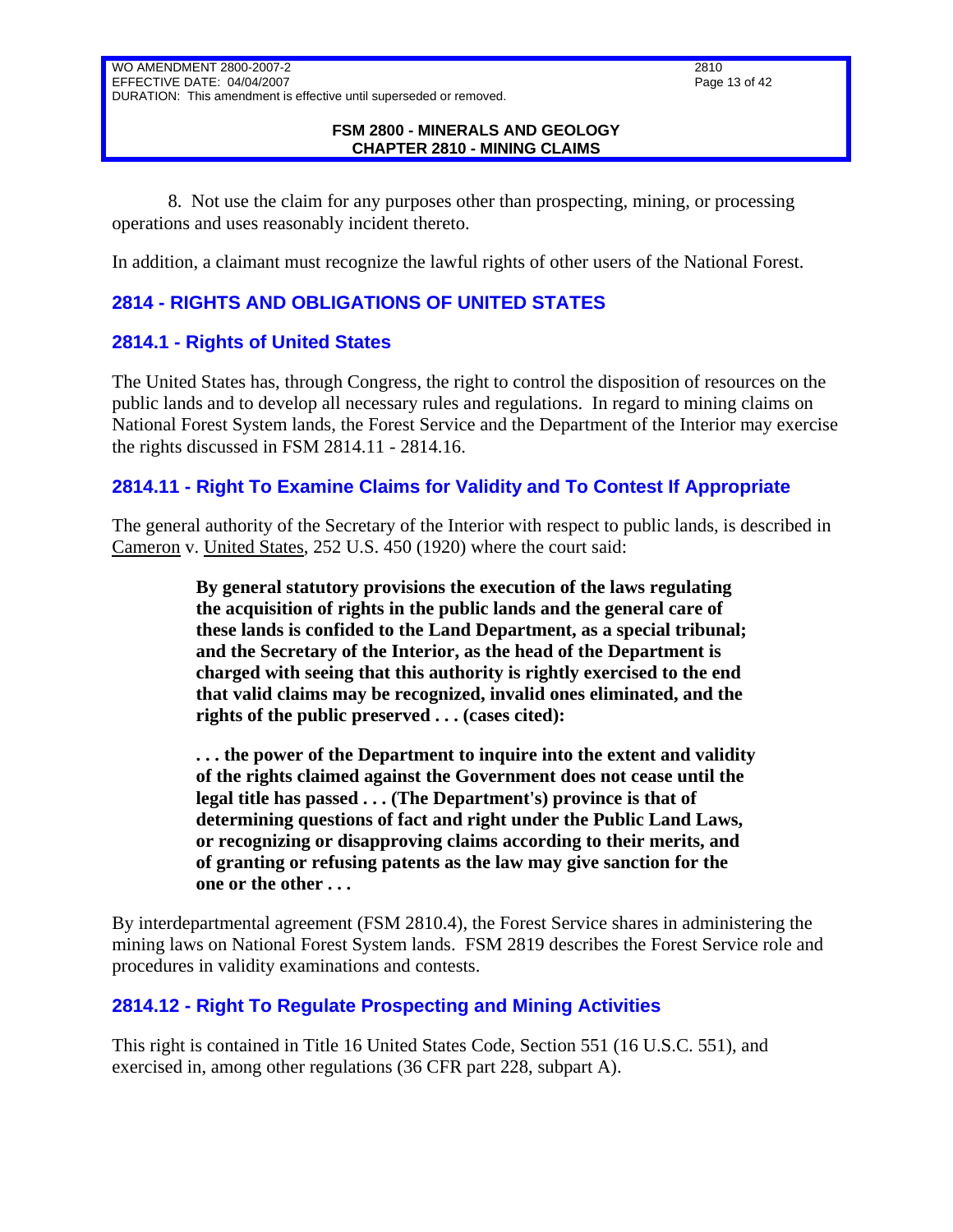8. Not use the claim for any purposes other than prospecting, mining, or processing operations and uses reasonably incident thereto.

In addition, a claimant must recognize the lawful rights of other users of the National Forest.

## 2814 - RIGHTS AND OBLIGATIONS OF UNITED STATES

### 2814.1 - Rights of United States

The United States has, through Congress, the right to control the disposition of resources on the public lands and to develop all necessary rules and regulations. In regard to mining claims on National Forest System lands, the Forest Service and the Department of the Interior may exercise the rights discussed in FSM 2814.11 - 2814.16.

#### 2814.11 - Right To Examine Claims for Validity and To Contest If Appropriate

The general authority of the Secretary of the Interior with respect to public lands, is described in Cameron v. United States, 252 U.S. 450 (1920) where the court said:

> **By general statutory provisions the execution of the laws regulating the acquisition of rights in the public lands and the general care of these lands is confided to the Land Department, as a special tribunal; and the Secretary of the Interior, as the head of the Department is charged with seeing that this authority is rightly exercised to the end that valid claims may be recognized, invalid ones eliminated, and the rights of the public preserved . . . (cases cited):**
>
> **. . . the power of the Department to inquire into the extent and validity of the rights claimed against the Government does not cease until the legal title has passed . . . (The Department's) province is that of determining questions of fact and right under the Public Land Laws, or recognizing or disapproving claims according to their merits, and of granting or refusing patents as the law may give sanction for the one or the other . . .**

By interdepartmental agreement (FSM 2810.4), the Forest Service shares in administering the mining laws on National Forest System lands. FSM 2819 describes the Forest Service role and procedures in validity examinations and contests.

#### 2814.12 - Right To Regulate Prospecting and Mining Activities

This right is contained in Title 16 United States Code, Section 551 (16 U.S.C. 551), and exercised in, among other regulations (36 CFR part 228, subpart A).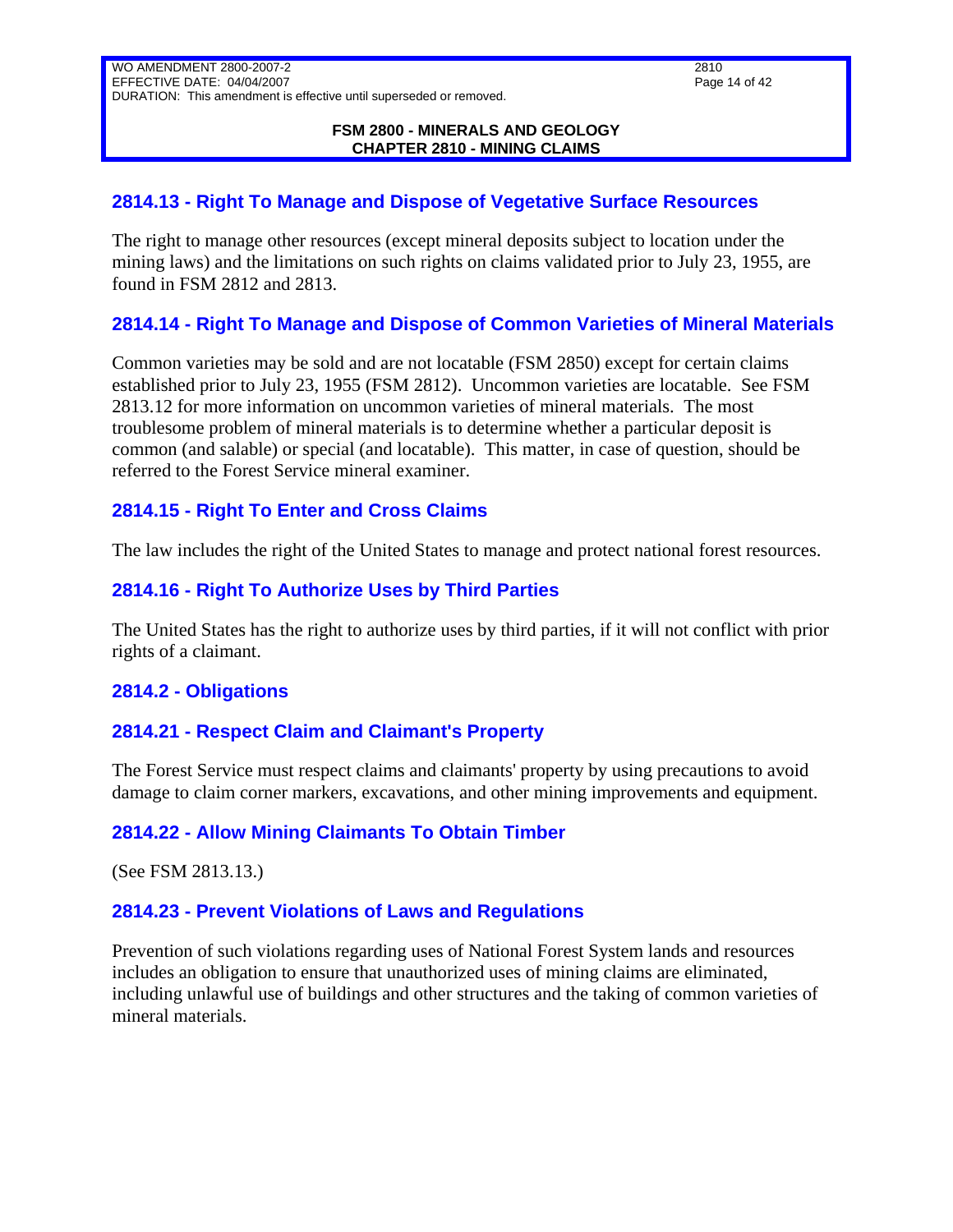## 2814.13 - Right To Manage and Dispose of Vegetative Surface Resources

The right to manage other resources (except mineral deposits subject to location under the mining laws) and the limitations on such rights on claims validated prior to July 23, 1955, are found in FSM 2812 and 2813.

## 2814.14 - Right To Manage and Dispose of Common Varieties of Mineral Materials

Common varieties may be sold and are not locatable (FSM 2850) except for certain claims established prior to July 23, 1955 (FSM 2812). Uncommon varieties are locatable. See FSM 2813.12 for more information on uncommon varieties of mineral materials. The most troublesome problem of mineral materials is to determine whether a particular deposit is common (and salable) or special (and locatable). This matter, in case of question, should be referred to the Forest Service mineral examiner.

## 2814.15 - Right To Enter and Cross Claims

The law includes the right of the United States to manage and protect national forest resources.

## 2814.16 - Right To Authorize Uses by Third Parties

The United States has the right to authorize uses by third parties, if it will not conflict with prior rights of a claimant.

## 2814.2 - Obligations

## 2814.21 - Respect Claim and Claimant's Property

The Forest Service must respect claims and claimants' property by using precautions to avoid damage to claim corner markers, excavations, and other mining improvements and equipment.

## 2814.22 - Allow Mining Claimants To Obtain Timber

(See FSM 2813.13.)

## 2814.23 - Prevent Violations of Laws and Regulations

Prevention of such violations regarding uses of National Forest System lands and resources includes an obligation to ensure that unauthorized uses of mining claims are eliminated, including unlawful use of buildings and other structures and the taking of common varieties of mineral materials.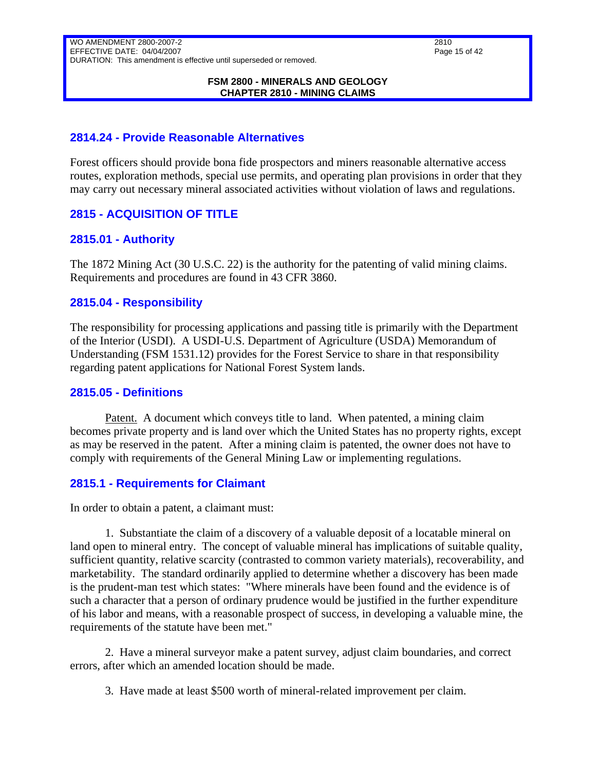## 2814.24 - Provide Reasonable Alternatives

Forest officers should provide bona fide prospectors and miners reasonable alternative access routes, exploration methods, special use permits, and operating plan provisions in order that they may carry out necessary mineral associated activities without violation of laws and regulations.

## 2815 - ACQUISITION OF TITLE

## 2815.01 - Authority

The 1872 Mining Act (30 U.S.C. 22) is the authority for the patenting of valid mining claims. Requirements and procedures are found in 43 CFR 3860.

## 2815.04 - Responsibility

The responsibility for processing applications and passing title is primarily with the Department of the Interior (USDI). A USDI-U.S. Department of Agriculture (USDA) Memorandum of Understanding (FSM 1531.12) provides for the Forest Service to share in that responsibility regarding patent applications for National Forest System lands.

## 2815.05 - Definitions

Patent. A document which conveys title to land. When patented, a mining claim becomes private property and is land over which the United States has no property rights, except as may be reserved in the patent. After a mining claim is patented, the owner does not have to comply with requirements of the General Mining Law or implementing regulations.

## 2815.1 - Requirements for Claimant

In order to obtain a patent, a claimant must:

1. Substantiate the claim of a discovery of a valuable deposit of a locatable mineral on land open to mineral entry. The concept of valuable mineral has implications of suitable quality, sufficient quantity, relative scarcity (contrasted to common variety materials), recoverability, and marketability. The standard ordinarily applied to determine whether a discovery has been made is the prudent-man test which states: "Where minerals have been found and the evidence is of such a character that a person of ordinary prudence would be justified in the further expenditure of his labor and means, with a reasonable prospect of success, in developing a valuable mine, the requirements of the statute have been met."

2. Have a mineral surveyor make a patent survey, adjust claim boundaries, and correct errors, after which an amended location should be made.

3. Have made at least $500 worth of mineral-related improvement per claim.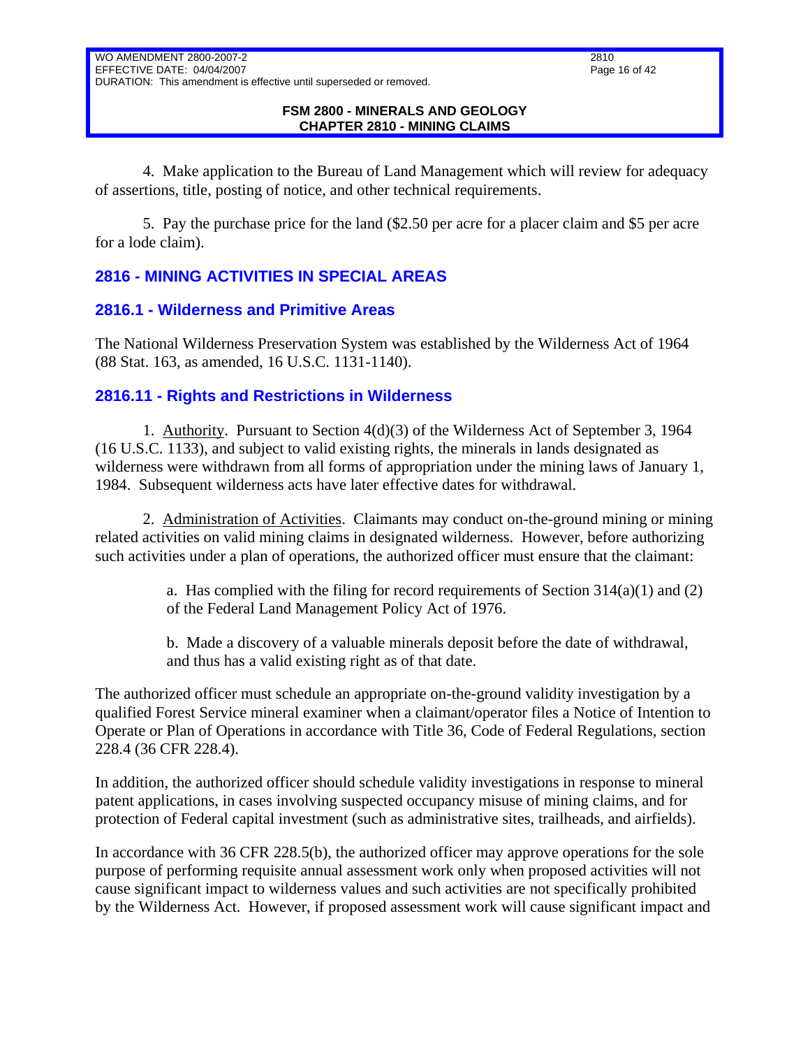4. Make application to the Bureau of Land Management which will review for adequacy of assertions, title, posting of notice, and other technical requirements.

5. Pay the purchase price for the land ($2.50 per acre for a placer claim and $5 per acre for a lode claim).

## 2816 - MINING ACTIVITIES IN SPECIAL AREAS

### 2816.1 - Wilderness and Primitive Areas

The National Wilderness Preservation System was established by the Wilderness Act of 1964 (88 Stat. 163, as amended, 16 U.S.C. 1131-1140).

#### 2816.11 - Rights and Restrictions in Wilderness

1. Authority. Pursuant to Section 4(d)(3) of the Wilderness Act of September 3, 1964 (16 U.S.C. 1133), and subject to valid existing rights, the minerals in lands designated as wilderness were withdrawn from all forms of appropriation under the mining laws of January 1, 1984. Subsequent wilderness acts have later effective dates for withdrawal.

2. Administration of Activities. Claimants may conduct on-the-ground mining or mining related activities on valid mining claims in designated wilderness. However, before authorizing such activities under a plan of operations, the authorized officer must ensure that the claimant:

> a. Has complied with the filing for record requirements of Section 314(a)(1) and (2) of the Federal Land Management Policy Act of 1976.
>
> b. Made a discovery of a valuable minerals deposit before the date of withdrawal, and thus has a valid existing right as of that date.

The authorized officer must schedule an appropriate on-the-ground validity investigation by a qualified Forest Service mineral examiner when a claimant/operator files a Notice of Intention to Operate or Plan of Operations in accordance with Title 36, Code of Federal Regulations, section 228.4 (36 CFR 228.4).

In addition, the authorized officer should schedule validity investigations in response to mineral patent applications, in cases involving suspected occupancy misuse of mining claims, and for protection of Federal capital investment (such as administrative sites, trailheads, and airfields).

In accordance with 36 CFR 228.5(b), the authorized officer may approve operations for the sole purpose of performing requisite annual assessment work only when proposed activities will not cause significant impact to wilderness values and such activities are not specifically prohibited by the Wilderness Act. However, if proposed assessment work will cause significant impact and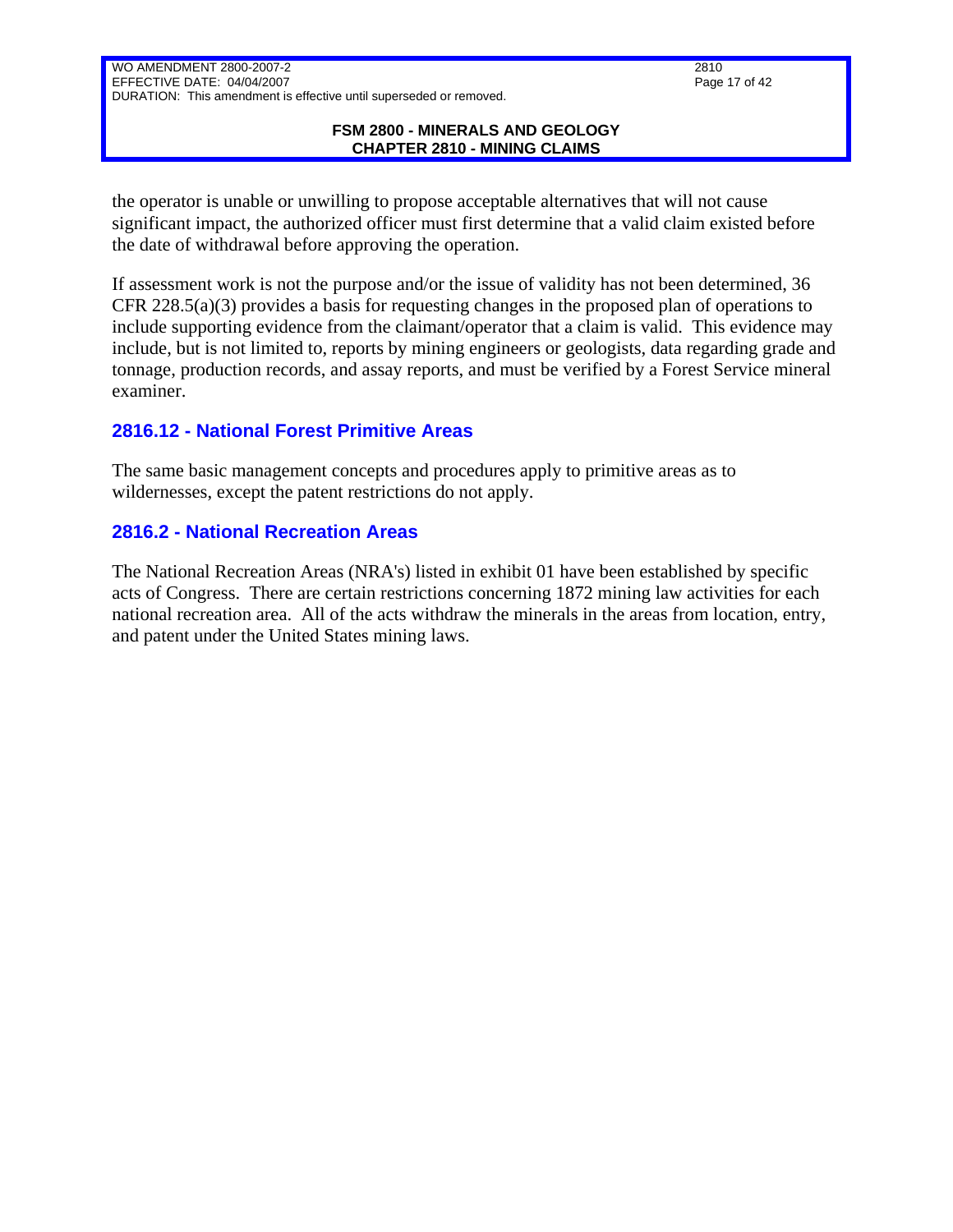the operator is unable or unwilling to propose acceptable alternatives that will not cause significant impact, the authorized officer must first determine that a valid claim existed before the date of withdrawal before approving the operation.

If assessment work is not the purpose and/or the issue of validity has not been determined, 36 CFR 228.5(a)(3) provides a basis for requesting changes in the proposed plan of operations to include supporting evidence from the claimant/operator that a claim is valid. This evidence may include, but is not limited to, reports by mining engineers or geologists, data regarding grade and tonnage, production records, and assay reports, and must be verified by a Forest Service mineral examiner.

## 2816.12 - National Forest Primitive Areas

The same basic management concepts and procedures apply to primitive areas as to wildernesses, except the patent restrictions do not apply.

## 2816.2 - National Recreation Areas

The National Recreation Areas (NRA's) listed in exhibit 01 have been established by specific acts of Congress. There are certain restrictions concerning 1872 mining law activities for each national recreation area. All of the acts withdraw the minerals in the areas from location, entry, and patent under the United States mining laws.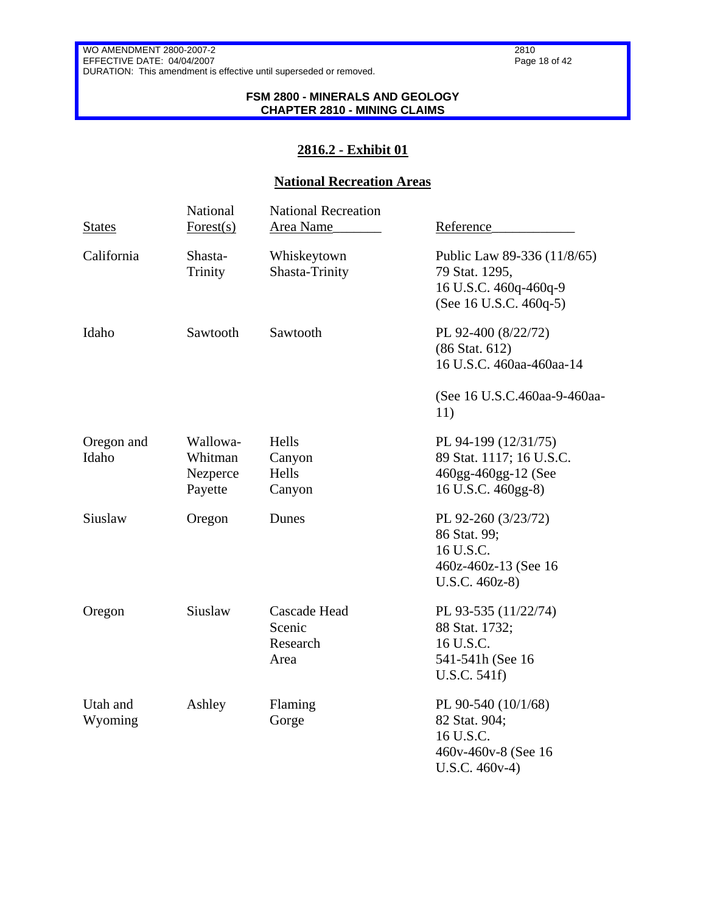## 2816.2 - Exhibit 01

### National Recreation Areas

| States | National Forest(s) | National Recreation Area Name | Reference |
|---|---|---|---|
| California | Shasta-Trinity | Whiskeytown Shasta-Trinity | Public Law 89-336 (11/8/65) 79 Stat. 1295, 16 U.S.C. 460q-460q-9 (See 16 U.S.C. 460q-5) |
| Idaho | Sawtooth | Sawtooth | PL 92-400 (8/22/72) (86 Stat. 612) 16 U.S.C. 460aa-460aa-14<br><br>(See 16 U.S.C.460aa-9-460aa-11) |
| Oregon and Idaho | Wallowa-Whitman Nezperce Payette | Hells Canyon Hells Canyon | PL 94-199 (12/31/75) 89 Stat. 1117; 16 U.S.C. 460gg-460gg-12 (See 16 U.S.C. 460gg-8) |
| Siuslaw | Oregon | Dunes | PL 92-260 (3/23/72) 86 Stat. 99; 16 U.S.C. 460z-460z-13 (See 16 U.S.C. 460z-8) |
| Oregon | Siuslaw | Cascade Head Scenic Research Area | PL 93-535 (11/22/74) 88 Stat. 1732; 16 U.S.C. 541-541h (See 16 U.S.C. 541f) |
| Utah and Wyoming | Ashley | Flaming Gorge | PL 90-540 (10/1/68) 82 Stat. 904; 16 U.S.C. 460v-460v-8 (See 16 U.S.C. 460v-4) |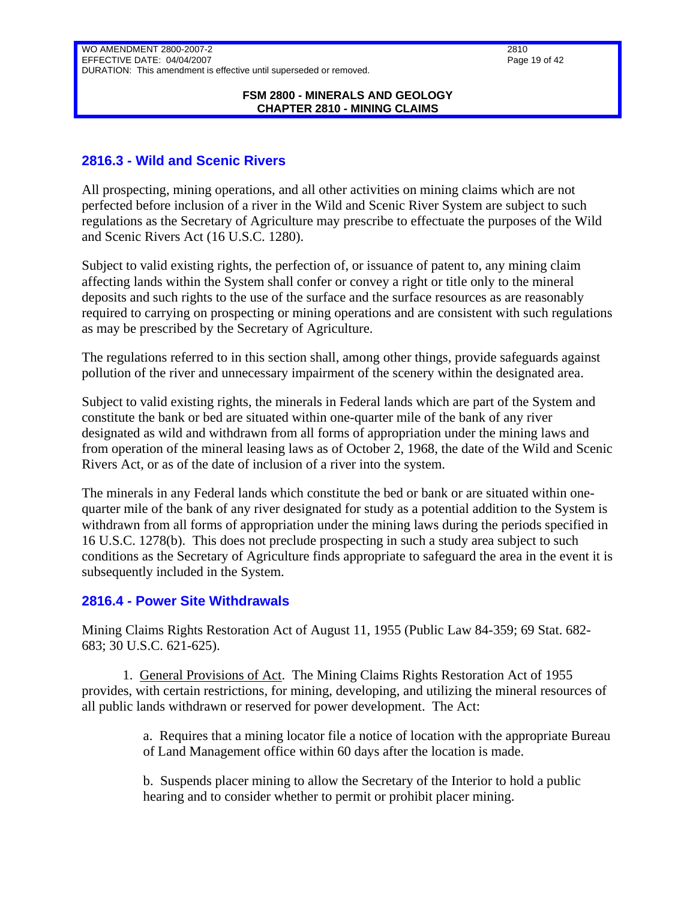## 2816.3 - Wild and Scenic Rivers

All prospecting, mining operations, and all other activities on mining claims which are not perfected before inclusion of a river in the Wild and Scenic River System are subject to such regulations as the Secretary of Agriculture may prescribe to effectuate the purposes of the Wild and Scenic Rivers Act (16 U.S.C. 1280).

Subject to valid existing rights, the perfection of, or issuance of patent to, any mining claim affecting lands within the System shall confer or convey a right or title only to the mineral deposits and such rights to the use of the surface and the surface resources as are reasonably required to carrying on prospecting or mining operations and are consistent with such regulations as may be prescribed by the Secretary of Agriculture.

The regulations referred to in this section shall, among other things, provide safeguards against pollution of the river and unnecessary impairment of the scenery within the designated area.

Subject to valid existing rights, the minerals in Federal lands which are part of the System and constitute the bank or bed are situated within one-quarter mile of the bank of any river designated as wild and withdrawn from all forms of appropriation under the mining laws and from operation of the mineral leasing laws as of October 2, 1968, the date of the Wild and Scenic Rivers Act, or as of the date of inclusion of a river into the system.

The minerals in any Federal lands which constitute the bed or bank or are situated within one-quarter mile of the bank of any river designated for study as a potential addition to the System is withdrawn from all forms of appropriation under the mining laws during the periods specified in 16 U.S.C. 1278(b). This does not preclude prospecting in such a study area subject to such conditions as the Secretary of Agriculture finds appropriate to safeguard the area in the event it is subsequently included in the System.

## 2816.4 - Power Site Withdrawals

Mining Claims Rights Restoration Act of August 11, 1955 (Public Law 84-359; 69 Stat. 682-683; 30 U.S.C. 621-625).

1. General Provisions of Act. The Mining Claims Rights Restoration Act of 1955 provides, with certain restrictions, for mining, developing, and utilizing the mineral resources of all public lands withdrawn or reserved for power development. The Act:

   a. Requires that a mining locator file a notice of location with the appropriate Bureau of Land Management office within 60 days after the location is made.

   b. Suspends placer mining to allow the Secretary of the Interior to hold a public hearing and to consider whether to permit or prohibit placer mining.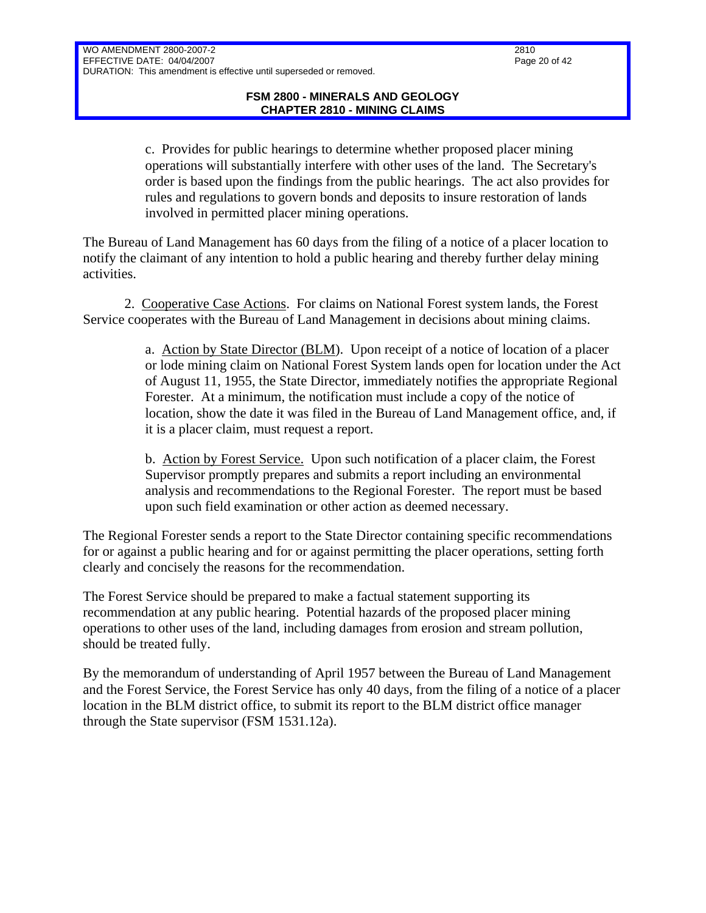c. Provides for public hearings to determine whether proposed placer mining operations will substantially interfere with other uses of the land. The Secretary's order is based upon the findings from the public hearings. The act also provides for rules and regulations to govern bonds and deposits to insure restoration of lands involved in permitted placer mining operations.

The Bureau of Land Management has 60 days from the filing of a notice of a placer location to notify the claimant of any intention to hold a public hearing and thereby further delay mining activities.

2. Cooperative Case Actions. For claims on National Forest system lands, the Forest Service cooperates with the Bureau of Land Management in decisions about mining claims.

a. Action by State Director (BLM). Upon receipt of a notice of location of a placer or lode mining claim on National Forest System lands open for location under the Act of August 11, 1955, the State Director, immediately notifies the appropriate Regional Forester. At a minimum, the notification must include a copy of the notice of location, show the date it was filed in the Bureau of Land Management office, and, if it is a placer claim, must request a report.

b. Action by Forest Service. Upon such notification of a placer claim, the Forest Supervisor promptly prepares and submits a report including an environmental analysis and recommendations to the Regional Forester. The report must be based upon such field examination or other action as deemed necessary.

The Regional Forester sends a report to the State Director containing specific recommendations for or against a public hearing and for or against permitting the placer operations, setting forth clearly and concisely the reasons for the recommendation.

The Forest Service should be prepared to make a factual statement supporting its recommendation at any public hearing. Potential hazards of the proposed placer mining operations to other uses of the land, including damages from erosion and stream pollution, should be treated fully.

By the memorandum of understanding of April 1957 between the Bureau of Land Management and the Forest Service, the Forest Service has only 40 days, from the filing of a notice of a placer location in the BLM district office, to submit its report to the BLM district office manager through the State supervisor (FSM 1531.12a).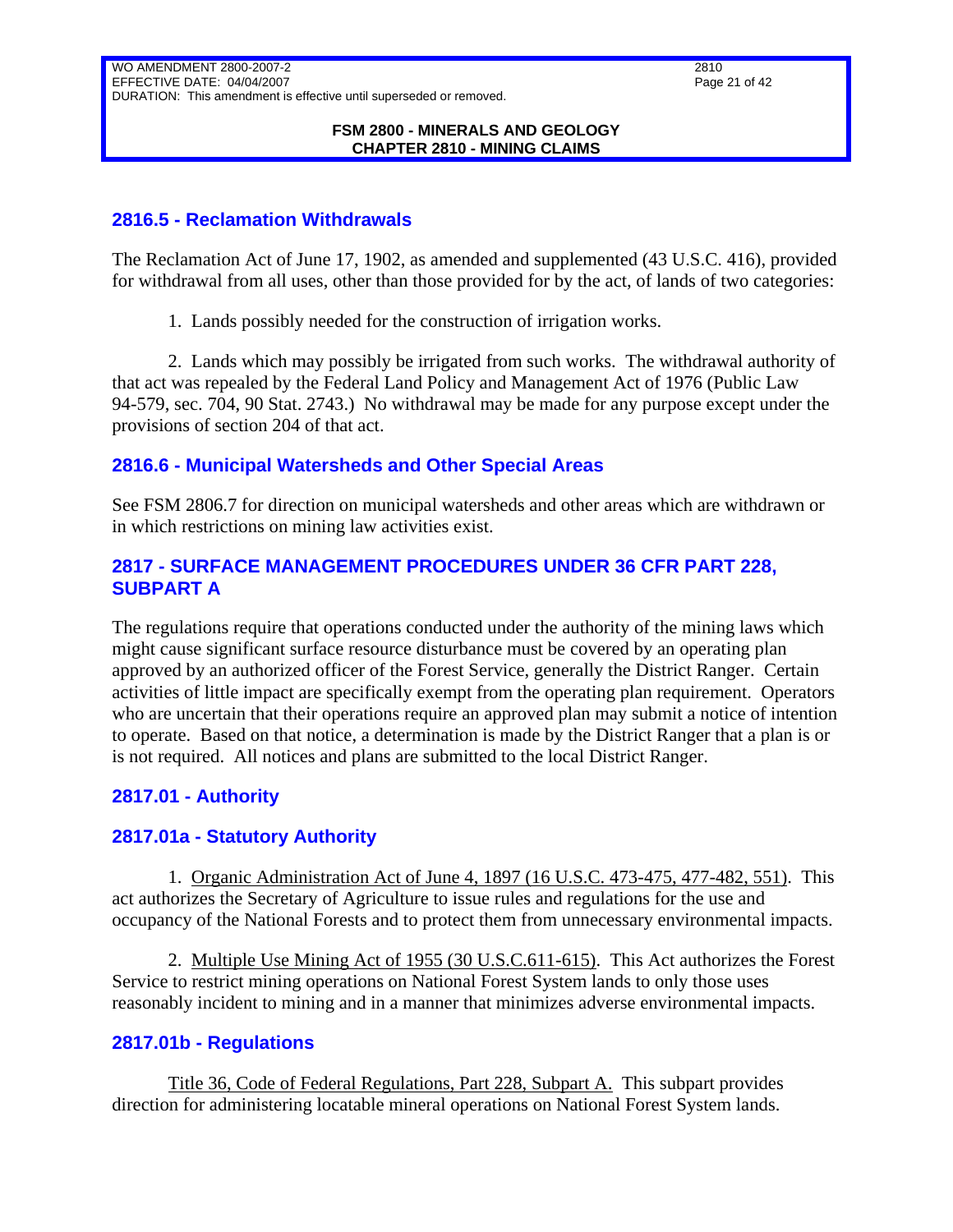## 2816.5 - Reclamation Withdrawals

The Reclamation Act of June 17, 1902, as amended and supplemented (43 U.S.C. 416), provided for withdrawal from all uses, other than those provided for by the act, of lands of two categories:

1. Lands possibly needed for the construction of irrigation works.

2. Lands which may possibly be irrigated from such works. The withdrawal authority of that act was repealed by the Federal Land Policy and Management Act of 1976 (Public Law 94-579, sec. 704, 90 Stat. 2743.) No withdrawal may be made for any purpose except under the provisions of section 204 of that act.

## 2816.6 - Municipal Watersheds and Other Special Areas

See FSM 2806.7 for direction on municipal watersheds and other areas which are withdrawn or in which restrictions on mining law activities exist.

## 2817 - SURFACE MANAGEMENT PROCEDURES UNDER 36 CFR PART 228, SUBPART A

The regulations require that operations conducted under the authority of the mining laws which might cause significant surface resource disturbance must be covered by an operating plan approved by an authorized officer of the Forest Service, generally the District Ranger. Certain activities of little impact are specifically exempt from the operating plan requirement. Operators who are uncertain that their operations require an approved plan may submit a notice of intention to operate. Based on that notice, a determination is made by the District Ranger that a plan is or is not required. All notices and plans are submitted to the local District Ranger.

## 2817.01 - Authority

## 2817.01a - Statutory Authority

1. Organic Administration Act of June 4, 1897 (16 U.S.C. 473-475, 477-482, 551). This act authorizes the Secretary of Agriculture to issue rules and regulations for the use and occupancy of the National Forests and to protect them from unnecessary environmental impacts.

2. Multiple Use Mining Act of 1955 (30 U.S.C.611-615). This Act authorizes the Forest Service to restrict mining operations on National Forest System lands to only those uses reasonably incident to mining and in a manner that minimizes adverse environmental impacts.

## 2817.01b - Regulations

Title 36, Code of Federal Regulations, Part 228, Subpart A. This subpart provides direction for administering locatable mineral operations on National Forest System lands.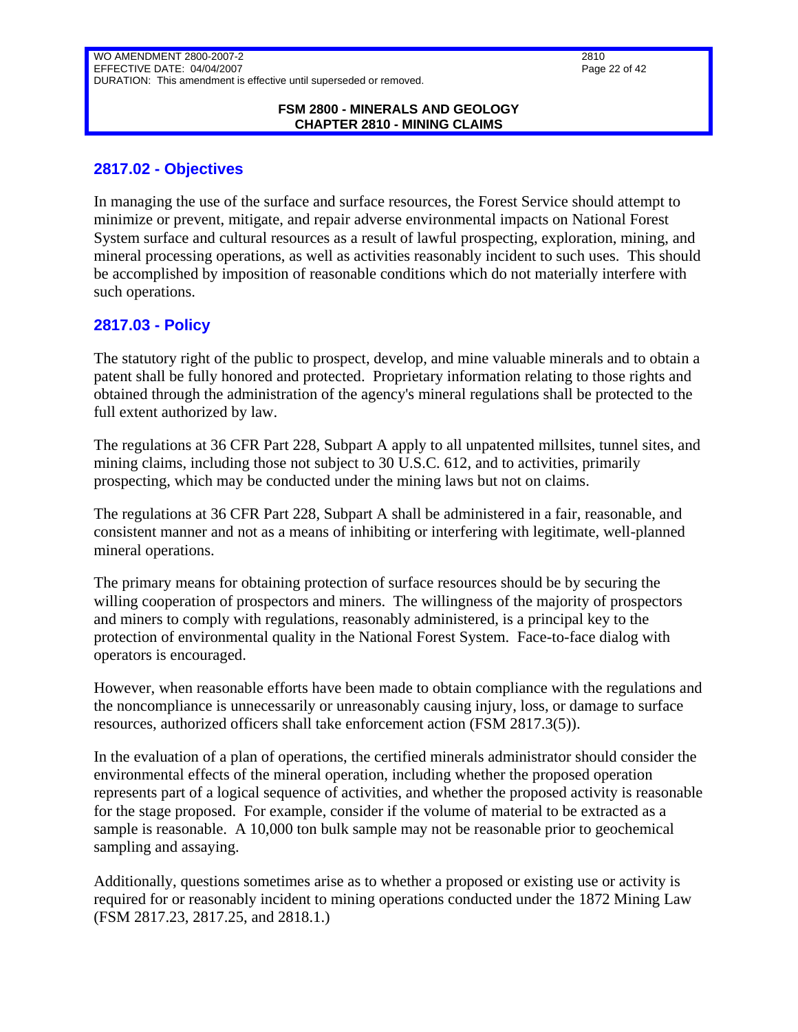## 2817.02 - Objectives

In managing the use of the surface and surface resources, the Forest Service should attempt to minimize or prevent, mitigate, and repair adverse environmental impacts on National Forest System surface and cultural resources as a result of lawful prospecting, exploration, mining, and mineral processing operations, as well as activities reasonably incident to such uses. This should be accomplished by imposition of reasonable conditions which do not materially interfere with such operations.

## 2817.03 - Policy

The statutory right of the public to prospect, develop, and mine valuable minerals and to obtain a patent shall be fully honored and protected. Proprietary information relating to those rights and obtained through the administration of the agency's mineral regulations shall be protected to the full extent authorized by law.

The regulations at 36 CFR Part 228, Subpart A apply to all unpatented millsites, tunnel sites, and mining claims, including those not subject to 30 U.S.C. 612, and to activities, primarily prospecting, which may be conducted under the mining laws but not on claims.

The regulations at 36 CFR Part 228, Subpart A shall be administered in a fair, reasonable, and consistent manner and not as a means of inhibiting or interfering with legitimate, well-planned mineral operations.

The primary means for obtaining protection of surface resources should be by securing the willing cooperation of prospectors and miners. The willingness of the majority of prospectors and miners to comply with regulations, reasonably administered, is a principal key to the protection of environmental quality in the National Forest System. Face-to-face dialog with operators is encouraged.

However, when reasonable efforts have been made to obtain compliance with the regulations and the noncompliance is unnecessarily or unreasonably causing injury, loss, or damage to surface resources, authorized officers shall take enforcement action (FSM 2817.3(5)).

In the evaluation of a plan of operations, the certified minerals administrator should consider the environmental effects of the mineral operation, including whether the proposed operation represents part of a logical sequence of activities, and whether the proposed activity is reasonable for the stage proposed. For example, consider if the volume of material to be extracted as a sample is reasonable. A 10,000 ton bulk sample may not be reasonable prior to geochemical sampling and assaying.

Additionally, questions sometimes arise as to whether a proposed or existing use or activity is required for or reasonably incident to mining operations conducted under the 1872 Mining Law (FSM 2817.23, 2817.25, and 2818.1.)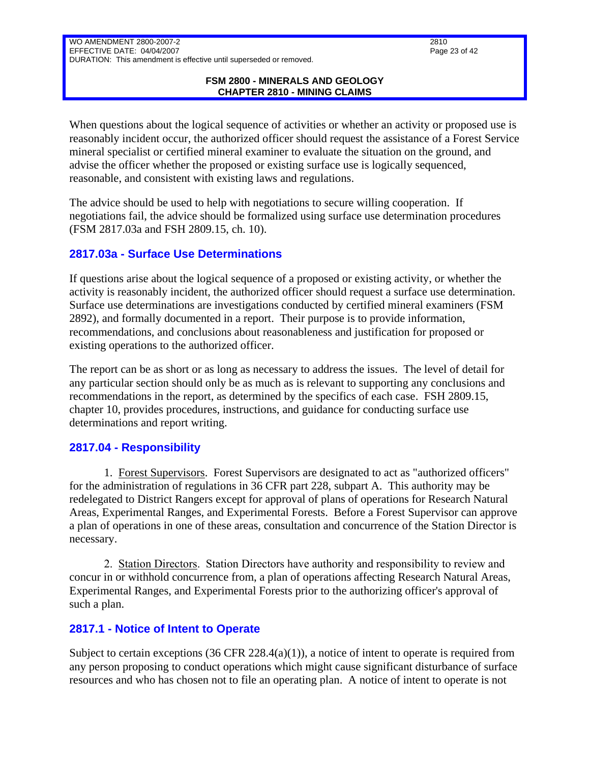When questions about the logical sequence of activities or whether an activity or proposed use is reasonably incident occur, the authorized officer should request the assistance of a Forest Service mineral specialist or certified mineral examiner to evaluate the situation on the ground, and advise the officer whether the proposed or existing surface use is logically sequenced, reasonable, and consistent with existing laws and regulations.

The advice should be used to help with negotiations to secure willing cooperation. If negotiations fail, the advice should be formalized using surface use determination procedures (FSM 2817.03a and FSH 2809.15, ch. 10).

## 2817.03a - Surface Use Determinations

If questions arise about the logical sequence of a proposed or existing activity, or whether the activity is reasonably incident, the authorized officer should request a surface use determination. Surface use determinations are investigations conducted by certified mineral examiners (FSM 2892), and formally documented in a report. Their purpose is to provide information, recommendations, and conclusions about reasonableness and justification for proposed or existing operations to the authorized officer.

The report can be as short or as long as necessary to address the issues. The level of detail for any particular section should only be as much as is relevant to supporting any conclusions and recommendations in the report, as determined by the specifics of each case. FSH 2809.15, chapter 10, provides procedures, instructions, and guidance for conducting surface use determinations and report writing.

## 2817.04 - Responsibility

1. Forest Supervisors. Forest Supervisors are designated to act as "authorized officers" for the administration of regulations in 36 CFR part 228, subpart A. This authority may be redelegated to District Rangers except for approval of plans of operations for Research Natural Areas, Experimental Ranges, and Experimental Forests. Before a Forest Supervisor can approve a plan of operations in one of these areas, consultation and concurrence of the Station Director is necessary.

2. Station Directors. Station Directors have authority and responsibility to review and concur in or withhold concurrence from, a plan of operations affecting Research Natural Areas, Experimental Ranges, and Experimental Forests prior to the authorizing officer's approval of such a plan.

## 2817.1 - Notice of Intent to Operate

Subject to certain exceptions (36 CFR 228.4(a)(1)), a notice of intent to operate is required from any person proposing to conduct operations which might cause significant disturbance of surface resources and who has chosen not to file an operating plan. A notice of intent to operate is not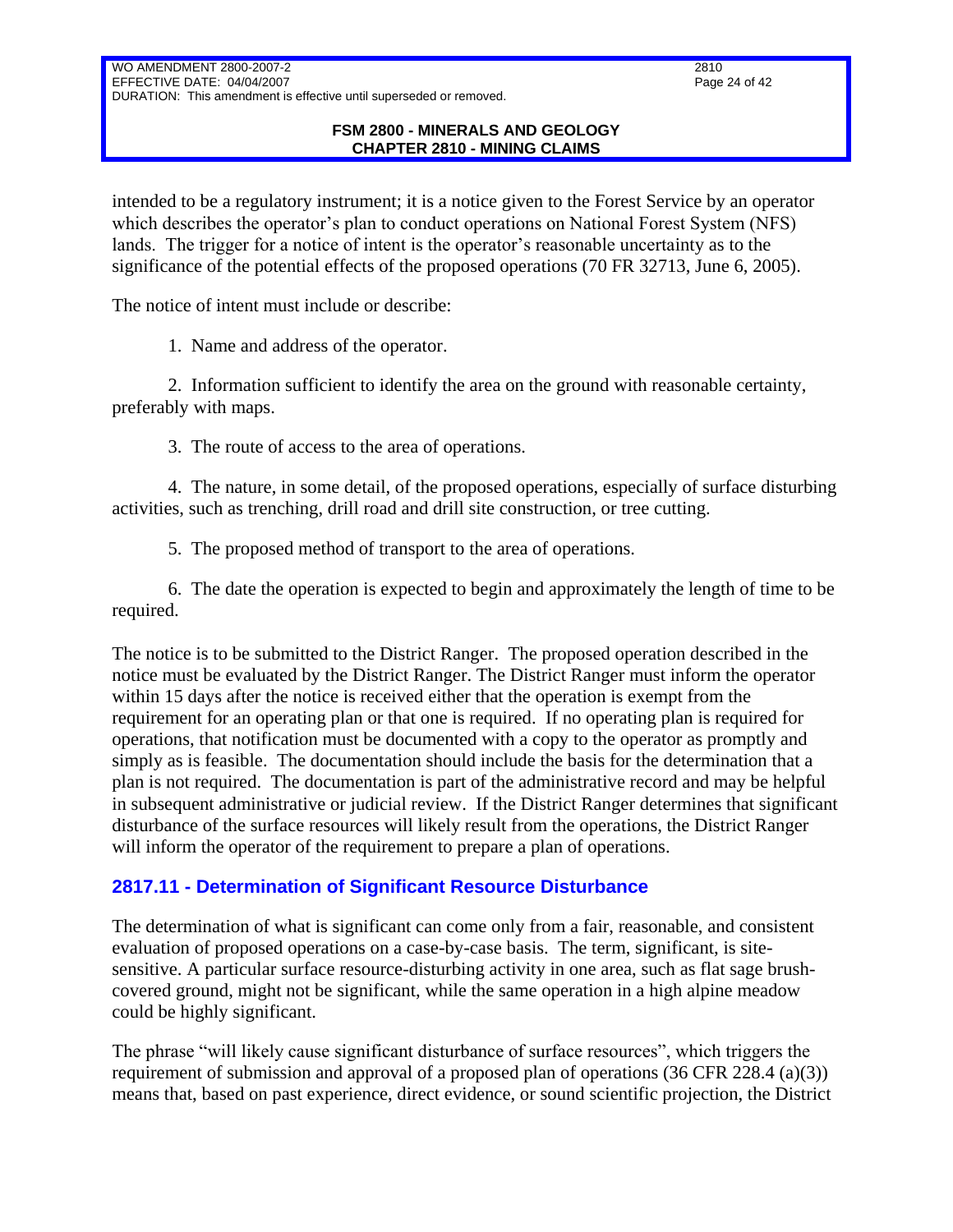intended to be a regulatory instrument; it is a notice given to the Forest Service by an operator which describes the operator's plan to conduct operations on National Forest System (NFS) lands. The trigger for a notice of intent is the operator's reasonable uncertainty as to the significance of the potential effects of the proposed operations (70 FR 32713, June 6, 2005).

The notice of intent must include or describe:

1. Name and address of the operator.

2. Information sufficient to identify the area on the ground with reasonable certainty, preferably with maps.

3. The route of access to the area of operations.

4. The nature, in some detail, of the proposed operations, especially of surface disturbing activities, such as trenching, drill road and drill site construction, or tree cutting.

5. The proposed method of transport to the area of operations.

6. The date the operation is expected to begin and approximately the length of time to be required.

The notice is to be submitted to the District Ranger. The proposed operation described in the notice must be evaluated by the District Ranger. The District Ranger must inform the operator within 15 days after the notice is received either that the operation is exempt from the requirement for an operating plan or that one is required. If no operating plan is required for operations, that notification must be documented with a copy to the operator as promptly and simply as is feasible. The documentation should include the basis for the determination that a plan is not required. The documentation is part of the administrative record and may be helpful in subsequent administrative or judicial review. If the District Ranger determines that significant disturbance of the surface resources will likely result from the operations, the District Ranger will inform the operator of the requirement to prepare a plan of operations.

## 2817.11 - Determination of Significant Resource Disturbance

The determination of what is significant can come only from a fair, reasonable, and consistent evaluation of proposed operations on a case-by-case basis. The term, significant, is site-sensitive. A particular surface resource-disturbing activity in one area, such as flat sage brush-covered ground, might not be significant, while the same operation in a high alpine meadow could be highly significant.

The phrase "will likely cause significant disturbance of surface resources", which triggers the requirement of submission and approval of a proposed plan of operations (36 CFR 228.4 (a)(3)) means that, based on past experience, direct evidence, or sound scientific projection, the District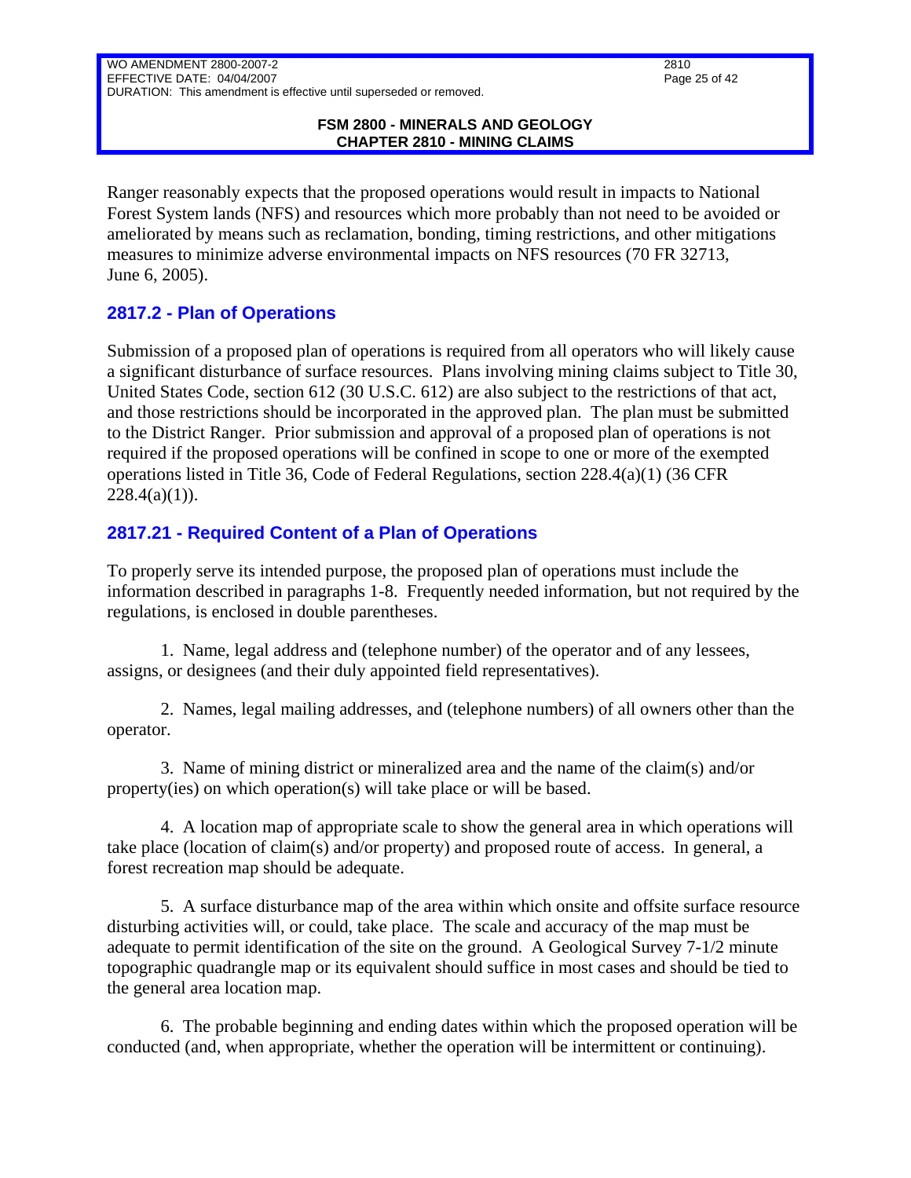Ranger reasonably expects that the proposed operations would result in impacts to National Forest System lands (NFS) and resources which more probably than not need to be avoided or ameliorated by means such as reclamation, bonding, timing restrictions, and other mitigations measures to minimize adverse environmental impacts on NFS resources (70 FR 32713, June 6, 2005).

## 2817.2 - Plan of Operations

Submission of a proposed plan of operations is required from all operators who will likely cause a significant disturbance of surface resources. Plans involving mining claims subject to Title 30, United States Code, section 612 (30 U.S.C. 612) are also subject to the restrictions of that act, and those restrictions should be incorporated in the approved plan. The plan must be submitted to the District Ranger. Prior submission and approval of a proposed plan of operations is not required if the proposed operations will be confined in scope to one or more of the exempted operations listed in Title 36, Code of Federal Regulations, section 228.4(a)(1) (36 CFR 228.4(a)(1)).

## 2817.21 - Required Content of a Plan of Operations

To properly serve its intended purpose, the proposed plan of operations must include the information described in paragraphs 1-8. Frequently needed information, but not required by the regulations, is enclosed in double parentheses.

1. Name, legal address and (telephone number) of the operator and of any lessees, assigns, or designees (and their duly appointed field representatives).

2. Names, legal mailing addresses, and (telephone numbers) of all owners other than the operator.

3. Name of mining district or mineralized area and the name of the claim(s) and/or property(ies) on which operation(s) will take place or will be based.

4. A location map of appropriate scale to show the general area in which operations will take place (location of claim(s) and/or property) and proposed route of access. In general, a forest recreation map should be adequate.

5. A surface disturbance map of the area within which onsite and offsite surface resource disturbing activities will, or could, take place. The scale and accuracy of the map must be adequate to permit identification of the site on the ground. A Geological Survey 7-1/2 minute topographic quadrangle map or its equivalent should suffice in most cases and should be tied to the general area location map.

6. The probable beginning and ending dates within which the proposed operation will be conducted (and, when appropriate, whether the operation will be intermittent or continuing).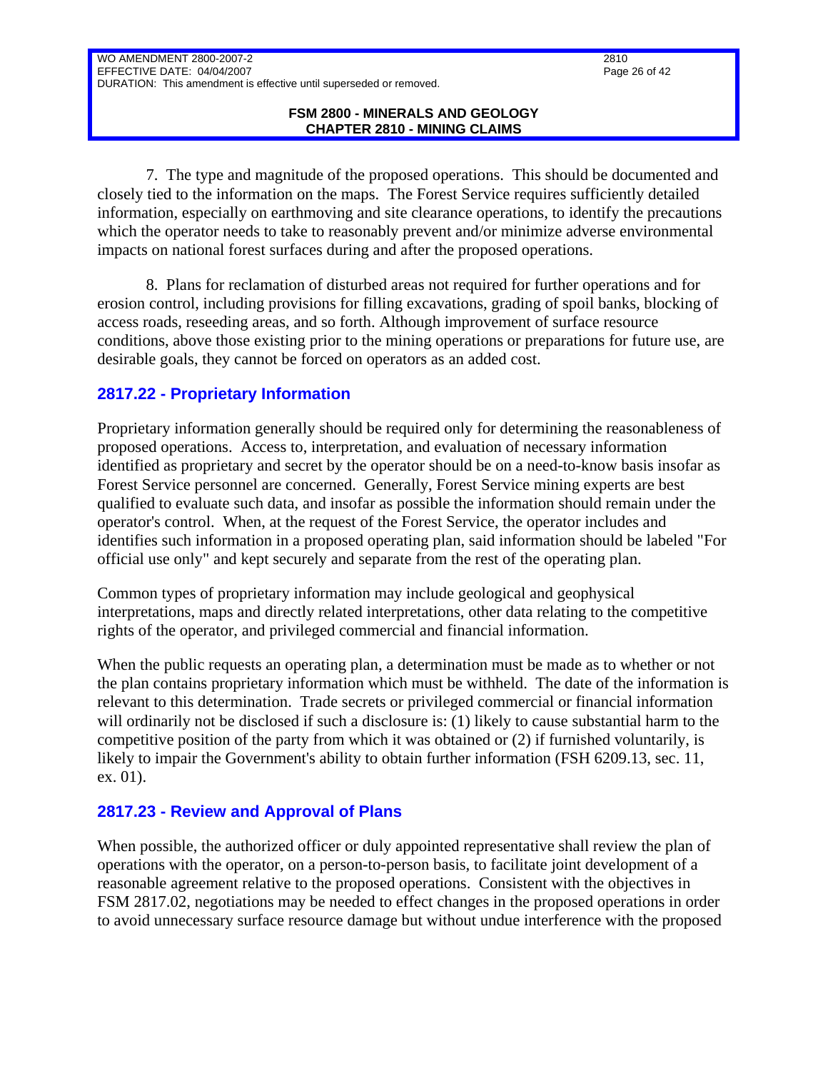7. The type and magnitude of the proposed operations. This should be documented and closely tied to the information on the maps. The Forest Service requires sufficiently detailed information, especially on earthmoving and site clearance operations, to identify the precautions which the operator needs to take to reasonably prevent and/or minimize adverse environmental impacts on national forest surfaces during and after the proposed operations.

8. Plans for reclamation of disturbed areas not required for further operations and for erosion control, including provisions for filling excavations, grading of spoil banks, blocking of access roads, reseeding areas, and so forth. Although improvement of surface resource conditions, above those existing prior to the mining operations or preparations for future use, are desirable goals, they cannot be forced on operators as an added cost.

## 2817.22 - Proprietary Information

Proprietary information generally should be required only for determining the reasonableness of proposed operations. Access to, interpretation, and evaluation of necessary information identified as proprietary and secret by the operator should be on a need-to-know basis insofar as Forest Service personnel are concerned. Generally, Forest Service mining experts are best qualified to evaluate such data, and insofar as possible the information should remain under the operator's control. When, at the request of the Forest Service, the operator includes and identifies such information in a proposed operating plan, said information should be labeled "For official use only" and kept securely and separate from the rest of the operating plan.

Common types of proprietary information may include geological and geophysical interpretations, maps and directly related interpretations, other data relating to the competitive rights of the operator, and privileged commercial and financial information.

When the public requests an operating plan, a determination must be made as to whether or not the plan contains proprietary information which must be withheld. The date of the information is relevant to this determination. Trade secrets or privileged commercial or financial information will ordinarily not be disclosed if such a disclosure is: (1) likely to cause substantial harm to the competitive position of the party from which it was obtained or (2) if furnished voluntarily, is likely to impair the Government's ability to obtain further information (FSH 6209.13, sec. 11, ex. 01).

## 2817.23 - Review and Approval of Plans

When possible, the authorized officer or duly appointed representative shall review the plan of operations with the operator, on a person-to-person basis, to facilitate joint development of a reasonable agreement relative to the proposed operations. Consistent with the objectives in FSM 2817.02, negotiations may be needed to effect changes in the proposed operations in order to avoid unnecessary surface resource damage but without undue interference with the proposed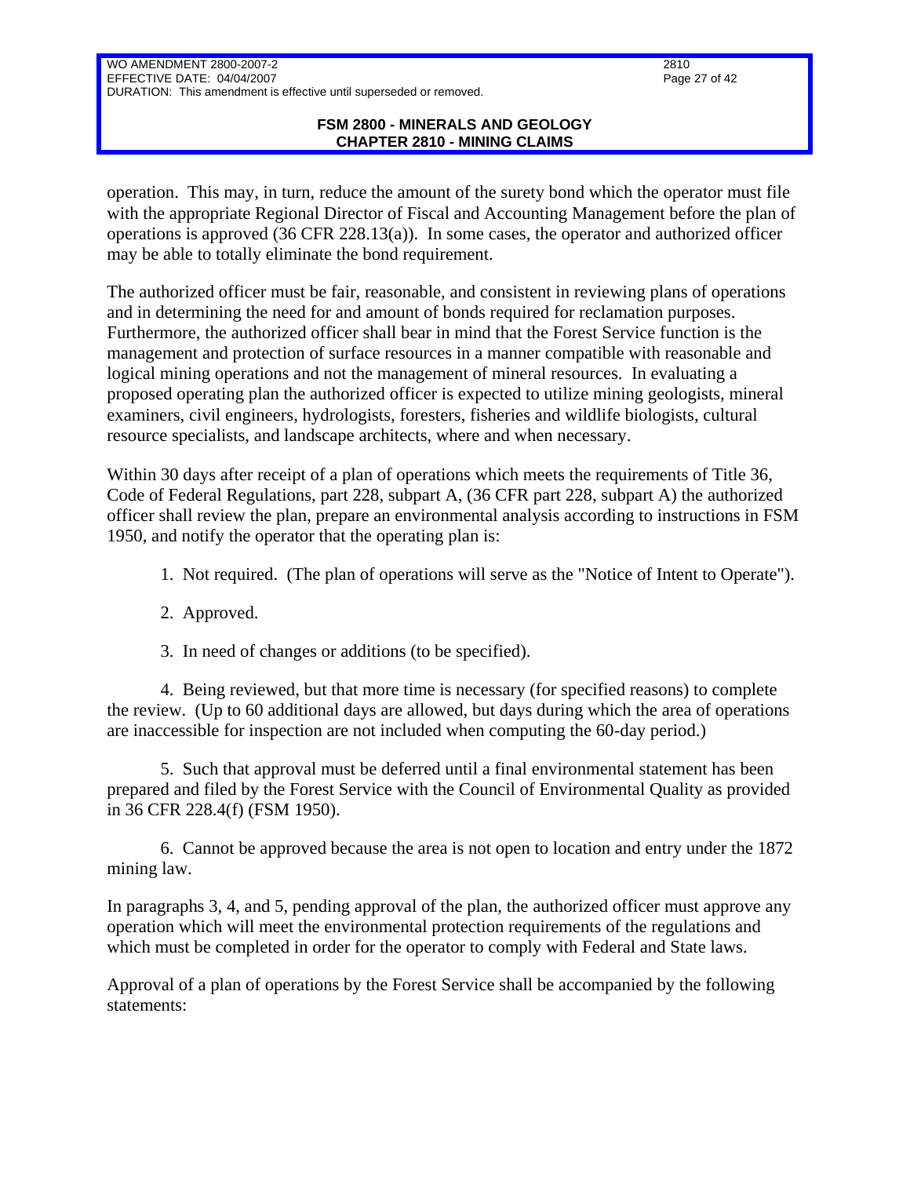operation. This may, in turn, reduce the amount of the surety bond which the operator must file with the appropriate Regional Director of Fiscal and Accounting Management before the plan of operations is approved (36 CFR 228.13(a)). In some cases, the operator and authorized officer may be able to totally eliminate the bond requirement.

The authorized officer must be fair, reasonable, and consistent in reviewing plans of operations and in determining the need for and amount of bonds required for reclamation purposes. Furthermore, the authorized officer shall bear in mind that the Forest Service function is the management and protection of surface resources in a manner compatible with reasonable and logical mining operations and not the management of mineral resources. In evaluating a proposed operating plan the authorized officer is expected to utilize mining geologists, mineral examiners, civil engineers, hydrologists, foresters, fisheries and wildlife biologists, cultural resource specialists, and landscape architects, where and when necessary.

Within 30 days after receipt of a plan of operations which meets the requirements of Title 36, Code of Federal Regulations, part 228, subpart A, (36 CFR part 228, subpart A) the authorized officer shall review the plan, prepare an environmental analysis according to instructions in FSM 1950, and notify the operator that the operating plan is:

1. Not required. (The plan of operations will serve as the "Notice of Intent to Operate").

2. Approved.

3. In need of changes or additions (to be specified).

4. Being reviewed, but that more time is necessary (for specified reasons) to complete the review. (Up to 60 additional days are allowed, but days during which the area of operations are inaccessible for inspection are not included when computing the 60-day period.)

5. Such that approval must be deferred until a final environmental statement has been prepared and filed by the Forest Service with the Council of Environmental Quality as provided in 36 CFR 228.4(f) (FSM 1950).

6. Cannot be approved because the area is not open to location and entry under the 1872 mining law.

In paragraphs 3, 4, and 5, pending approval of the plan, the authorized officer must approve any operation which will meet the environmental protection requirements of the regulations and which must be completed in order for the operator to comply with Federal and State laws.

Approval of a plan of operations by the Forest Service shall be accompanied by the following statements: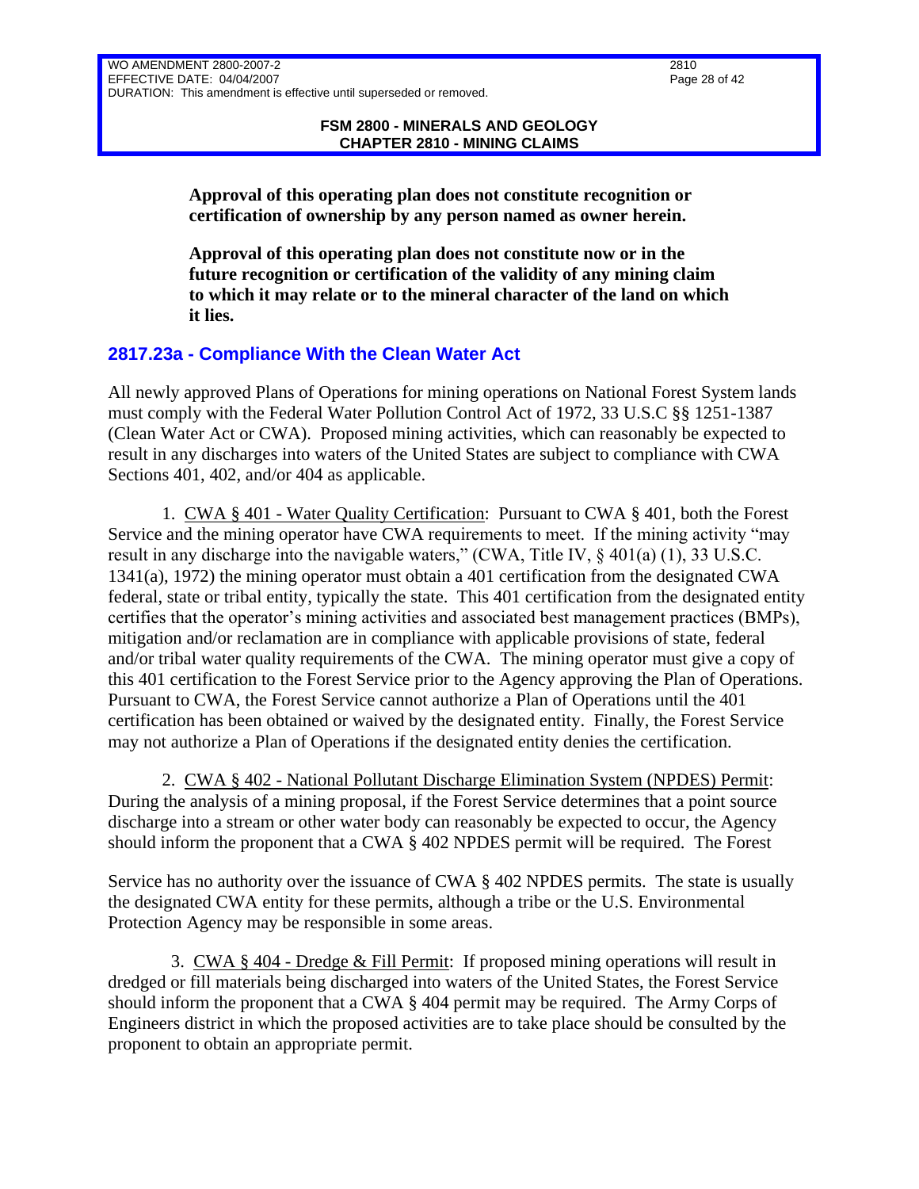**Approval of this operating plan does not constitute recognition or certification of ownership by any person named as owner herein.**

**Approval of this operating plan does not constitute now or in the future recognition or certification of the validity of any mining claim to which it may relate or to the mineral character of the land on which it lies.**

## 2817.23a - Compliance With the Clean Water Act

All newly approved Plans of Operations for mining operations on National Forest System lands must comply with the Federal Water Pollution Control Act of 1972, 33 U.S.C §§ 1251-1387 (Clean Water Act or CWA). Proposed mining activities, which can reasonably be expected to result in any discharges into waters of the United States are subject to compliance with CWA Sections 401, 402, and/or 404 as applicable.

1. CWA § 401 - Water Quality Certification: Pursuant to CWA § 401, both the Forest Service and the mining operator have CWA requirements to meet. If the mining activity "may result in any discharge into the navigable waters," (CWA, Title IV, § 401(a) (1), 33 U.S.C. 1341(a), 1972) the mining operator must obtain a 401 certification from the designated CWA federal, state or tribal entity, typically the state. This 401 certification from the designated entity certifies that the operator's mining activities and associated best management practices (BMPs), mitigation and/or reclamation are in compliance with applicable provisions of state, federal and/or tribal water quality requirements of the CWA. The mining operator must give a copy of this 401 certification to the Forest Service prior to the Agency approving the Plan of Operations. Pursuant to CWA, the Forest Service cannot authorize a Plan of Operations until the 401 certification has been obtained or waived by the designated entity. Finally, the Forest Service may not authorize a Plan of Operations if the designated entity denies the certification.

2. CWA § 402 - National Pollutant Discharge Elimination System (NPDES) Permit: During the analysis of a mining proposal, if the Forest Service determines that a point source discharge into a stream or other water body can reasonably be expected to occur, the Agency should inform the proponent that a CWA § 402 NPDES permit will be required. The Forest Service has no authority over the issuance of CWA § 402 NPDES permits. The state is usually the designated CWA entity for these permits, although a tribe or the U.S. Environmental Protection Agency may be responsible in some areas.

3. CWA § 404 - Dredge & Fill Permit: If proposed mining operations will result in dredged or fill materials being discharged into waters of the United States, the Forest Service should inform the proponent that a CWA § 404 permit may be required. The Army Corps of Engineers district in which the proposed activities are to take place should be consulted by the proponent to obtain an appropriate permit.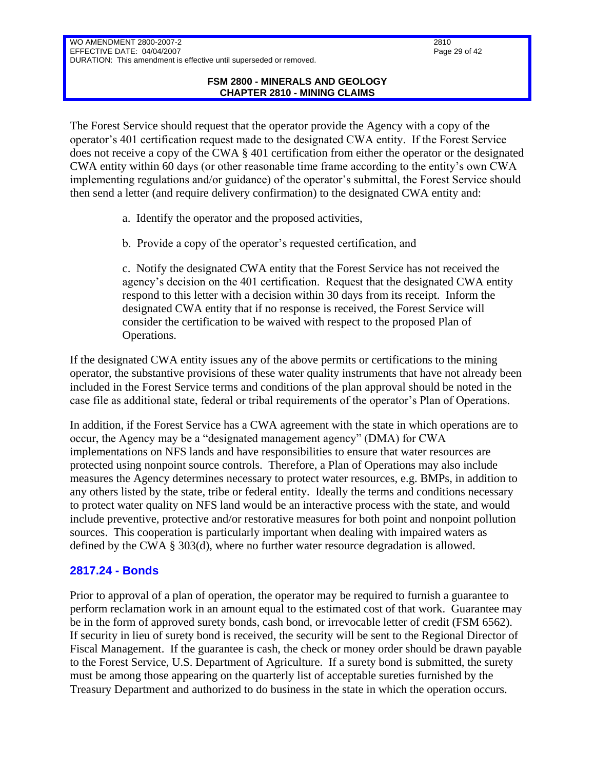The Forest Service should request that the operator provide the Agency with a copy of the operator's 401 certification request made to the designated CWA entity. If the Forest Service does not receive a copy of the CWA § 401 certification from either the operator or the designated CWA entity within 60 days (or other reasonable time frame according to the entity's own CWA implementing regulations and/or guidance) of the operator's submittal, the Forest Service should then send a letter (and require delivery confirmation) to the designated CWA entity and:

a. Identify the operator and the proposed activities,

b. Provide a copy of the operator's requested certification, and

c. Notify the designated CWA entity that the Forest Service has not received the agency's decision on the 401 certification. Request that the designated CWA entity respond to this letter with a decision within 30 days from its receipt. Inform the designated CWA entity that if no response is received, the Forest Service will consider the certification to be waived with respect to the proposed Plan of Operations.

If the designated CWA entity issues any of the above permits or certifications to the mining operator, the substantive provisions of these water quality instruments that have not already been included in the Forest Service terms and conditions of the plan approval should be noted in the case file as additional state, federal or tribal requirements of the operator's Plan of Operations.

In addition, if the Forest Service has a CWA agreement with the state in which operations are to occur, the Agency may be a "designated management agency" (DMA) for CWA implementations on NFS lands and have responsibilities to ensure that water resources are protected using nonpoint source controls. Therefore, a Plan of Operations may also include measures the Agency determines necessary to protect water resources, e.g. BMPs, in addition to any others listed by the state, tribe or federal entity. Ideally the terms and conditions necessary to protect water quality on NFS land would be an interactive process with the state, and would include preventive, protective and/or restorative measures for both point and nonpoint pollution sources. This cooperation is particularly important when dealing with impaired waters as defined by the CWA § 303(d), where no further water resource degradation is allowed.

## 2817.24 - Bonds

Prior to approval of a plan of operation, the operator may be required to furnish a guarantee to perform reclamation work in an amount equal to the estimated cost of that work. Guarantee may be in the form of approved surety bonds, cash bond, or irrevocable letter of credit (FSM 6562). If security in lieu of surety bond is received, the security will be sent to the Regional Director of Fiscal Management. If the guarantee is cash, the check or money order should be drawn payable to the Forest Service, U.S. Department of Agriculture. If a surety bond is submitted, the surety must be among those appearing on the quarterly list of acceptable sureties furnished by the Treasury Department and authorized to do business in the state in which the operation occurs.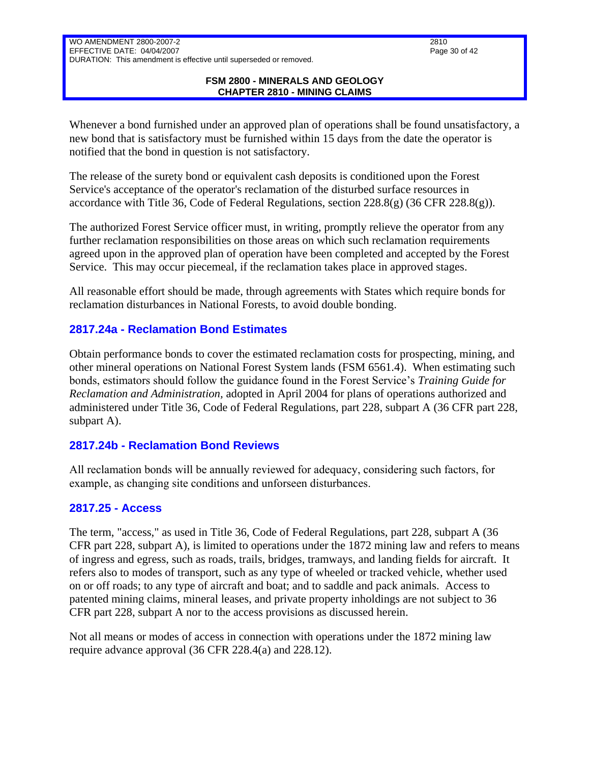Whenever a bond furnished under an approved plan of operations shall be found unsatisfactory, a new bond that is satisfactory must be furnished within 15 days from the date the operator is notified that the bond in question is not satisfactory.

The release of the surety bond or equivalent cash deposits is conditioned upon the Forest Service's acceptance of the operator's reclamation of the disturbed surface resources in accordance with Title 36, Code of Federal Regulations, section 228.8(g) (36 CFR 228.8(g)).

The authorized Forest Service officer must, in writing, promptly relieve the operator from any further reclamation responsibilities on those areas on which such reclamation requirements agreed upon in the approved plan of operation have been completed and accepted by the Forest Service. This may occur piecemeal, if the reclamation takes place in approved stages.

All reasonable effort should be made, through agreements with States which require bonds for reclamation disturbances in National Forests, to avoid double bonding.

## 2817.24a - Reclamation Bond Estimates

Obtain performance bonds to cover the estimated reclamation costs for prospecting, mining, and other mineral operations on National Forest System lands (FSM 6561.4). When estimating such bonds, estimators should follow the guidance found in the Forest Service's *Training Guide for Reclamation and Administration,* adopted in April 2004 for plans of operations authorized and administered under Title 36, Code of Federal Regulations, part 228, subpart A (36 CFR part 228, subpart A).

## 2817.24b - Reclamation Bond Reviews

All reclamation bonds will be annually reviewed for adequacy, considering such factors, for example, as changing site conditions and unforseen disturbances.

## 2817.25 - Access

The term, "access," as used in Title 36, Code of Federal Regulations, part 228, subpart A (36 CFR part 228, subpart A), is limited to operations under the 1872 mining law and refers to means of ingress and egress, such as roads, trails, bridges, tramways, and landing fields for aircraft. It refers also to modes of transport, such as any type of wheeled or tracked vehicle, whether used on or off roads; to any type of aircraft and boat; and to saddle and pack animals. Access to patented mining claims, mineral leases, and private property inholdings are not subject to 36 CFR part 228, subpart A nor to the access provisions as discussed herein.

Not all means or modes of access in connection with operations under the 1872 mining law require advance approval (36 CFR 228.4(a) and 228.12).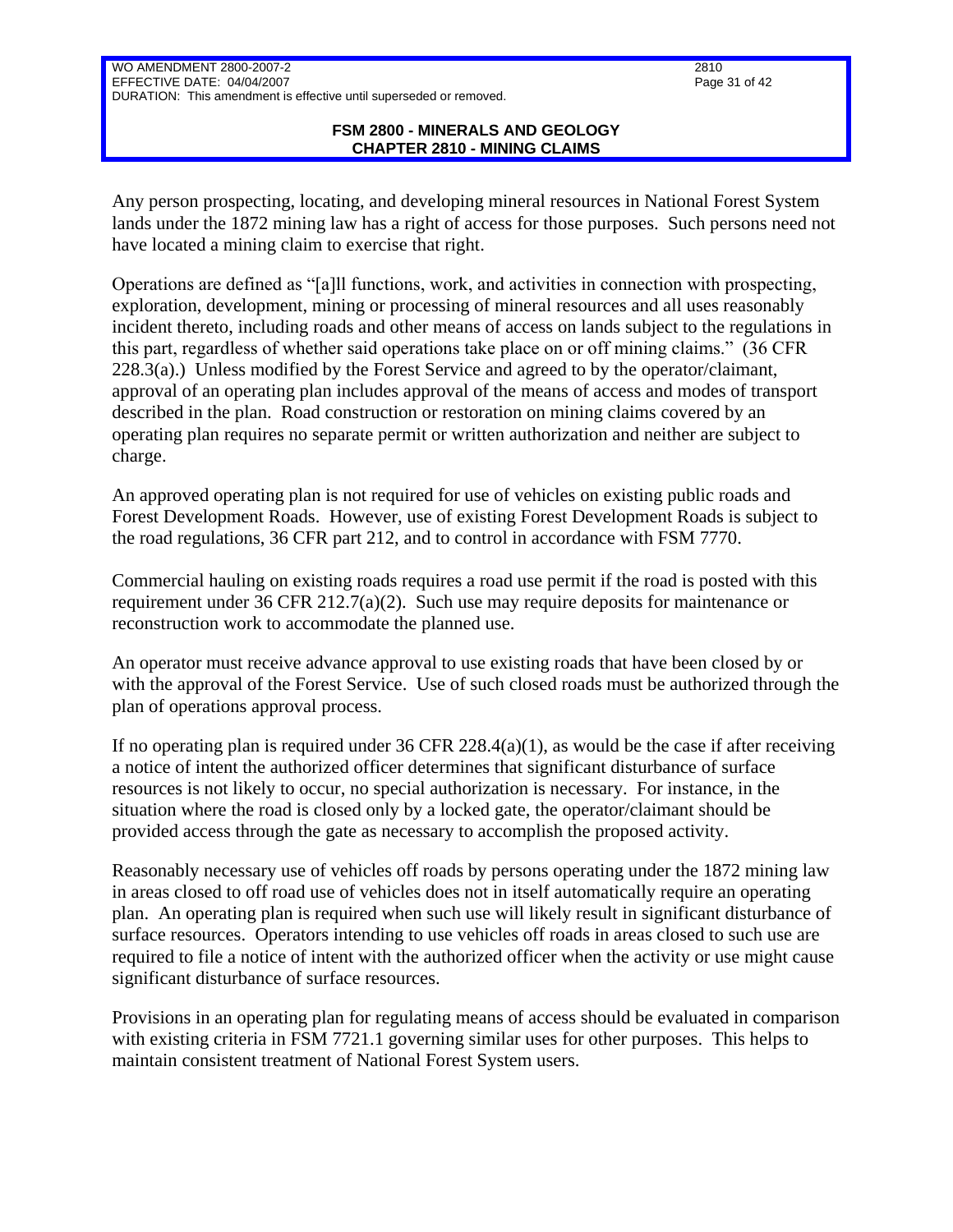Any person prospecting, locating, and developing mineral resources in National Forest System lands under the 1872 mining law has a right of access for those purposes. Such persons need not have located a mining claim to exercise that right.

Operations are defined as "[a]ll functions, work, and activities in connection with prospecting, exploration, development, mining or processing of mineral resources and all uses reasonably incident thereto, including roads and other means of access on lands subject to the regulations in this part, regardless of whether said operations take place on or off mining claims." (36 CFR 228.3(a).) Unless modified by the Forest Service and agreed to by the operator/claimant, approval of an operating plan includes approval of the means of access and modes of transport described in the plan. Road construction or restoration on mining claims covered by an operating plan requires no separate permit or written authorization and neither are subject to charge.

An approved operating plan is not required for use of vehicles on existing public roads and Forest Development Roads. However, use of existing Forest Development Roads is subject to the road regulations, 36 CFR part 212, and to control in accordance with FSM 7770.

Commercial hauling on existing roads requires a road use permit if the road is posted with this requirement under 36 CFR 212.7(a)(2). Such use may require deposits for maintenance or reconstruction work to accommodate the planned use.

An operator must receive advance approval to use existing roads that have been closed by or with the approval of the Forest Service. Use of such closed roads must be authorized through the plan of operations approval process.

If no operating plan is required under 36 CFR 228.4(a)(1), as would be the case if after receiving a notice of intent the authorized officer determines that significant disturbance of surface resources is not likely to occur, no special authorization is necessary. For instance, in the situation where the road is closed only by a locked gate, the operator/claimant should be provided access through the gate as necessary to accomplish the proposed activity.

Reasonably necessary use of vehicles off roads by persons operating under the 1872 mining law in areas closed to off road use of vehicles does not in itself automatically require an operating plan. An operating plan is required when such use will likely result in significant disturbance of surface resources. Operators intending to use vehicles off roads in areas closed to such use are required to file a notice of intent with the authorized officer when the activity or use might cause significant disturbance of surface resources.

Provisions in an operating plan for regulating means of access should be evaluated in comparison with existing criteria in FSM 7721.1 governing similar uses for other purposes. This helps to maintain consistent treatment of National Forest System users.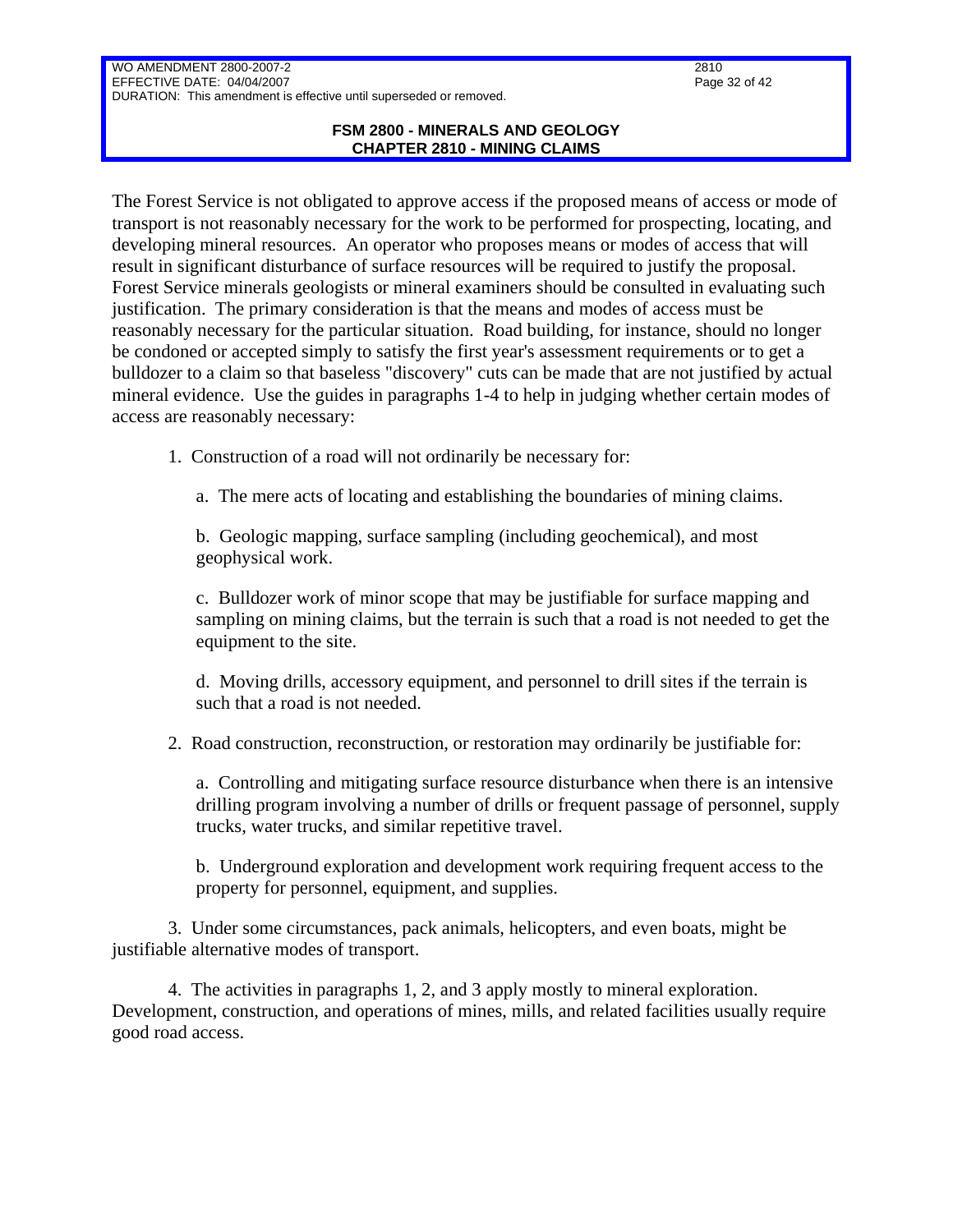The Forest Service is not obligated to approve access if the proposed means of access or mode of transport is not reasonably necessary for the work to be performed for prospecting, locating, and developing mineral resources. An operator who proposes means or modes of access that will result in significant disturbance of surface resources will be required to justify the proposal. Forest Service minerals geologists or mineral examiners should be consulted in evaluating such justification. The primary consideration is that the means and modes of access must be reasonably necessary for the particular situation. Road building, for instance, should no longer be condoned or accepted simply to satisfy the first year's assessment requirements or to get a bulldozer to a claim so that baseless "discovery" cuts can be made that are not justified by actual mineral evidence. Use the guides in paragraphs 1-4 to help in judging whether certain modes of access are reasonably necessary:

1. Construction of a road will not ordinarily be necessary for:

   a. The mere acts of locating and establishing the boundaries of mining claims.

   b. Geologic mapping, surface sampling (including geochemical), and most geophysical work.

   c. Bulldozer work of minor scope that may be justifiable for surface mapping and sampling on mining claims, but the terrain is such that a road is not needed to get the equipment to the site.

   d. Moving drills, accessory equipment, and personnel to drill sites if the terrain is such that a road is not needed.

2. Road construction, reconstruction, or restoration may ordinarily be justifiable for:

   a. Controlling and mitigating surface resource disturbance when there is an intensive drilling program involving a number of drills or frequent passage of personnel, supply trucks, water trucks, and similar repetitive travel.

   b. Underground exploration and development work requiring frequent access to the property for personnel, equipment, and supplies.

3. Under some circumstances, pack animals, helicopters, and even boats, might be justifiable alternative modes of transport.

4. The activities in paragraphs 1, 2, and 3 apply mostly to mineral exploration. Development, construction, and operations of mines, mills, and related facilities usually require good road access.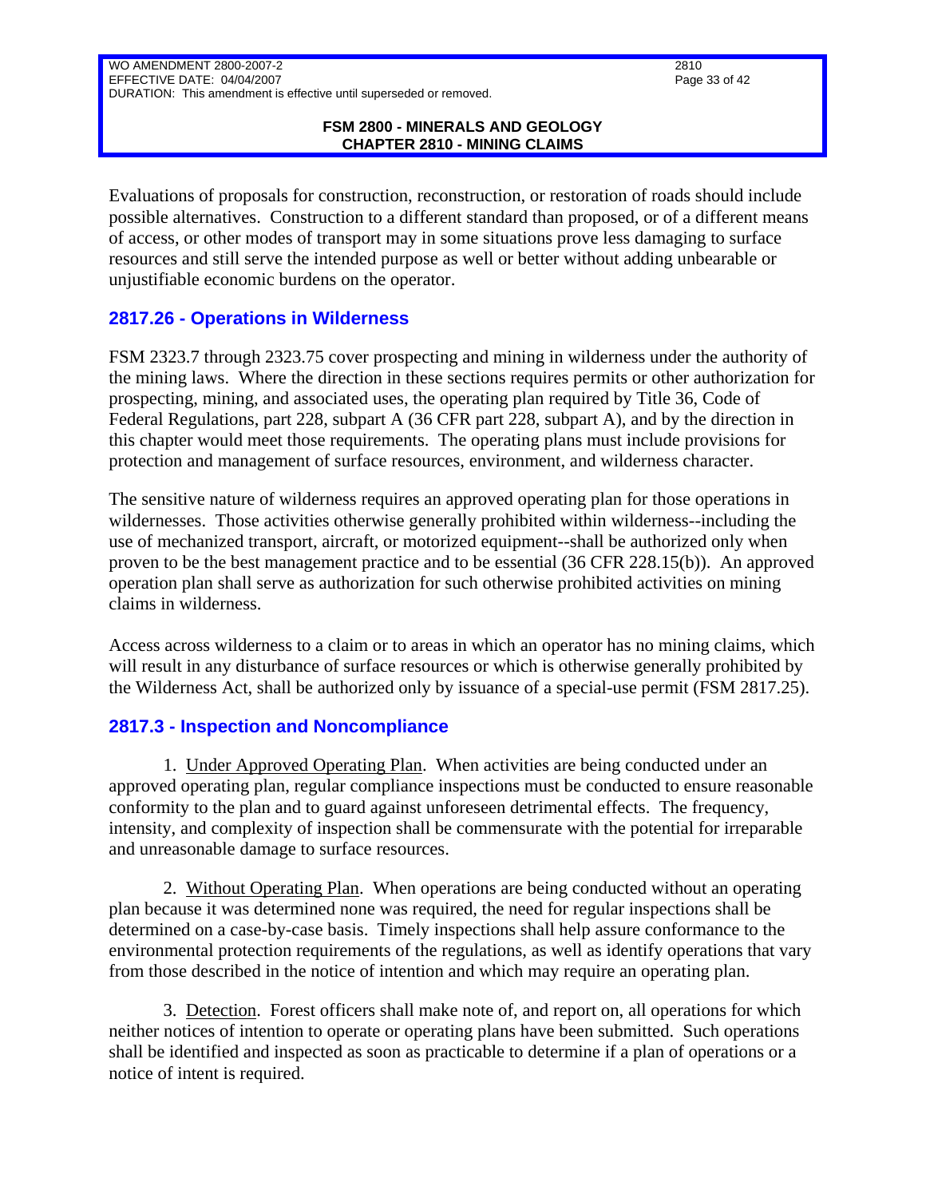Evaluations of proposals for construction, reconstruction, or restoration of roads should include possible alternatives. Construction to a different standard than proposed, or of a different means of access, or other modes of transport may in some situations prove less damaging to surface resources and still serve the intended purpose as well or better without adding unbearable or unjustifiable economic burdens on the operator.

## 2817.26 - Operations in Wilderness

FSM 2323.7 through 2323.75 cover prospecting and mining in wilderness under the authority of the mining laws. Where the direction in these sections requires permits or other authorization for prospecting, mining, and associated uses, the operating plan required by Title 36, Code of Federal Regulations, part 228, subpart A (36 CFR part 228, subpart A), and by the direction in this chapter would meet those requirements. The operating plans must include provisions for protection and management of surface resources, environment, and wilderness character.

The sensitive nature of wilderness requires an approved operating plan for those operations in wildernesses. Those activities otherwise generally prohibited within wilderness--including the use of mechanized transport, aircraft, or motorized equipment--shall be authorized only when proven to be the best management practice and to be essential (36 CFR 228.15(b)). An approved operation plan shall serve as authorization for such otherwise prohibited activities on mining claims in wilderness.

Access across wilderness to a claim or to areas in which an operator has no mining claims, which will result in any disturbance of surface resources or which is otherwise generally prohibited by the Wilderness Act, shall be authorized only by issuance of a special-use permit (FSM 2817.25).

## 2817.3 - Inspection and Noncompliance

1. Under Approved Operating Plan. When activities are being conducted under an approved operating plan, regular compliance inspections must be conducted to ensure reasonable conformity to the plan and to guard against unforeseen detrimental effects. The frequency, intensity, and complexity of inspection shall be commensurate with the potential for irreparable and unreasonable damage to surface resources.

2. Without Operating Plan. When operations are being conducted without an operating plan because it was determined none was required, the need for regular inspections shall be determined on a case-by-case basis. Timely inspections shall help assure conformance to the environmental protection requirements of the regulations, as well as identify operations that vary from those described in the notice of intention and which may require an operating plan.

3. Detection. Forest officers shall make note of, and report on, all operations for which neither notices of intention to operate or operating plans have been submitted. Such operations shall be identified and inspected as soon as practicable to determine if a plan of operations or a notice of intent is required.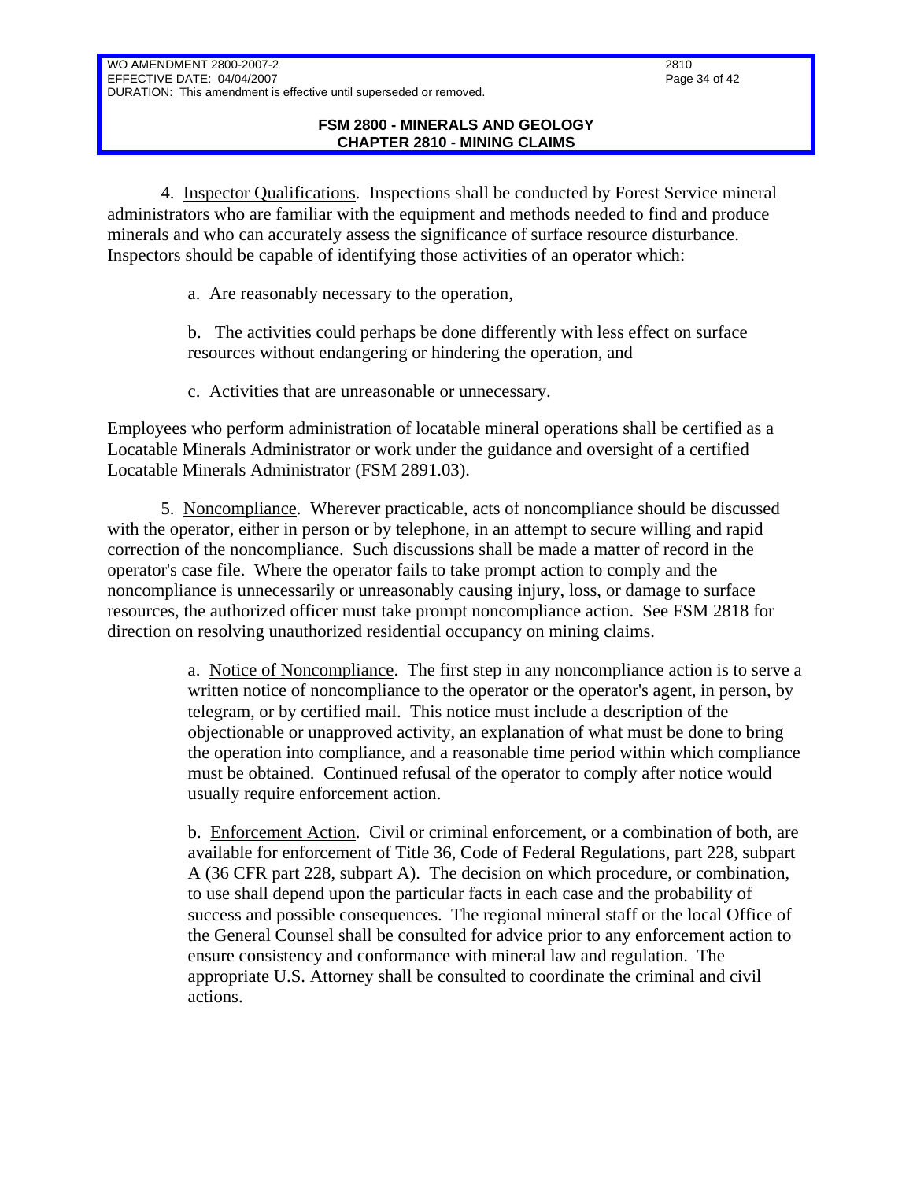4. Inspector Qualifications. Inspections shall be conducted by Forest Service mineral administrators who are familiar with the equipment and methods needed to find and produce minerals and who can accurately assess the significance of surface resource disturbance. Inspectors should be capable of identifying those activities of an operator which:

a. Are reasonably necessary to the operation,

b. The activities could perhaps be done differently with less effect on surface resources without endangering or hindering the operation, and

c. Activities that are unreasonable or unnecessary.

Employees who perform administration of locatable mineral operations shall be certified as a Locatable Minerals Administrator or work under the guidance and oversight of a certified Locatable Minerals Administrator (FSM 2891.03).

5. Noncompliance. Wherever practicable, acts of noncompliance should be discussed with the operator, either in person or by telephone, in an attempt to secure willing and rapid correction of the noncompliance. Such discussions shall be made a matter of record in the operator's case file. Where the operator fails to take prompt action to comply and the noncompliance is unnecessarily or unreasonably causing injury, loss, or damage to surface resources, the authorized officer must take prompt noncompliance action. See FSM 2818 for direction on resolving unauthorized residential occupancy on mining claims.

a. Notice of Noncompliance. The first step in any noncompliance action is to serve a written notice of noncompliance to the operator or the operator's agent, in person, by telegram, or by certified mail. This notice must include a description of the objectionable or unapproved activity, an explanation of what must be done to bring the operation into compliance, and a reasonable time period within which compliance must be obtained. Continued refusal of the operator to comply after notice would usually require enforcement action.

b. Enforcement Action. Civil or criminal enforcement, or a combination of both, are available for enforcement of Title 36, Code of Federal Regulations, part 228, subpart A (36 CFR part 228, subpart A). The decision on which procedure, or combination, to use shall depend upon the particular facts in each case and the probability of success and possible consequences. The regional mineral staff or the local Office of the General Counsel shall be consulted for advice prior to any enforcement action to ensure consistency and conformance with mineral law and regulation. The appropriate U.S. Attorney shall be consulted to coordinate the criminal and civil actions.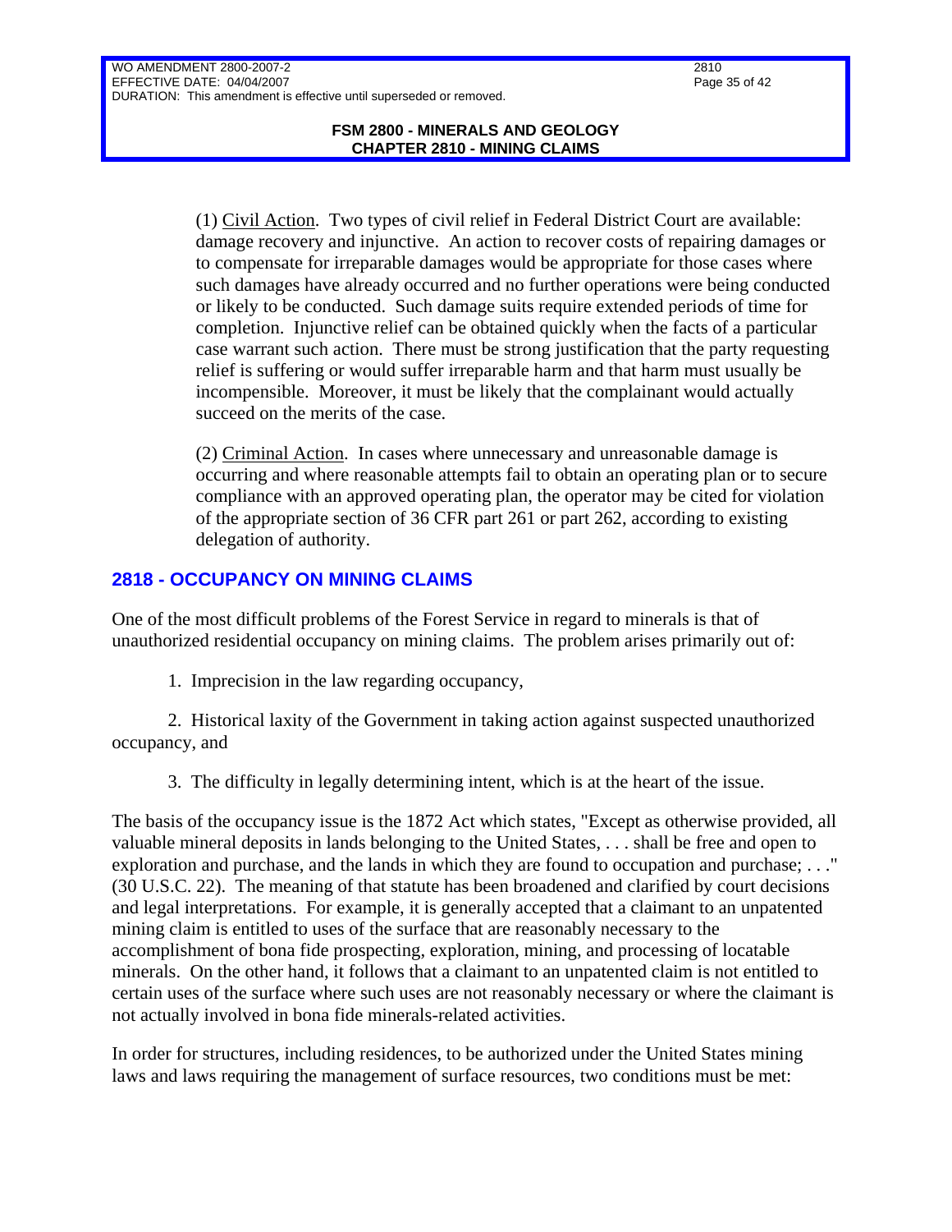(1) Civil Action. Two types of civil relief in Federal District Court are available: damage recovery and injunctive. An action to recover costs of repairing damages or to compensate for irreparable damages would be appropriate for those cases where such damages have already occurred and no further operations were being conducted or likely to be conducted. Such damage suits require extended periods of time for completion. Injunctive relief can be obtained quickly when the facts of a particular case warrant such action. There must be strong justification that the party requesting relief is suffering or would suffer irreparable harm and that harm must usually be incompensible. Moreover, it must be likely that the complainant would actually succeed on the merits of the case.

(2) Criminal Action. In cases where unnecessary and unreasonable damage is occurring and where reasonable attempts fail to obtain an operating plan or to secure compliance with an approved operating plan, the operator may be cited for violation of the appropriate section of 36 CFR part 261 or part 262, according to existing delegation of authority.

## 2818 - OCCUPANCY ON MINING CLAIMS

One of the most difficult problems of the Forest Service in regard to minerals is that of unauthorized residential occupancy on mining claims. The problem arises primarily out of:

1. Imprecision in the law regarding occupancy,

2. Historical laxity of the Government in taking action against suspected unauthorized occupancy, and

3. The difficulty in legally determining intent, which is at the heart of the issue.

The basis of the occupancy issue is the 1872 Act which states, "Except as otherwise provided, all valuable mineral deposits in lands belonging to the United States, . . . shall be free and open to exploration and purchase, and the lands in which they are found to occupation and purchase; . . ." (30 U.S.C. 22). The meaning of that statute has been broadened and clarified by court decisions and legal interpretations. For example, it is generally accepted that a claimant to an unpatented mining claim is entitled to uses of the surface that are reasonably necessary to the accomplishment of bona fide prospecting, exploration, mining, and processing of locatable minerals. On the other hand, it follows that a claimant to an unpatented claim is not entitled to certain uses of the surface where such uses are not reasonably necessary or where the claimant is not actually involved in bona fide minerals-related activities.

In order for structures, including residences, to be authorized under the United States mining laws and laws requiring the management of surface resources, two conditions must be met: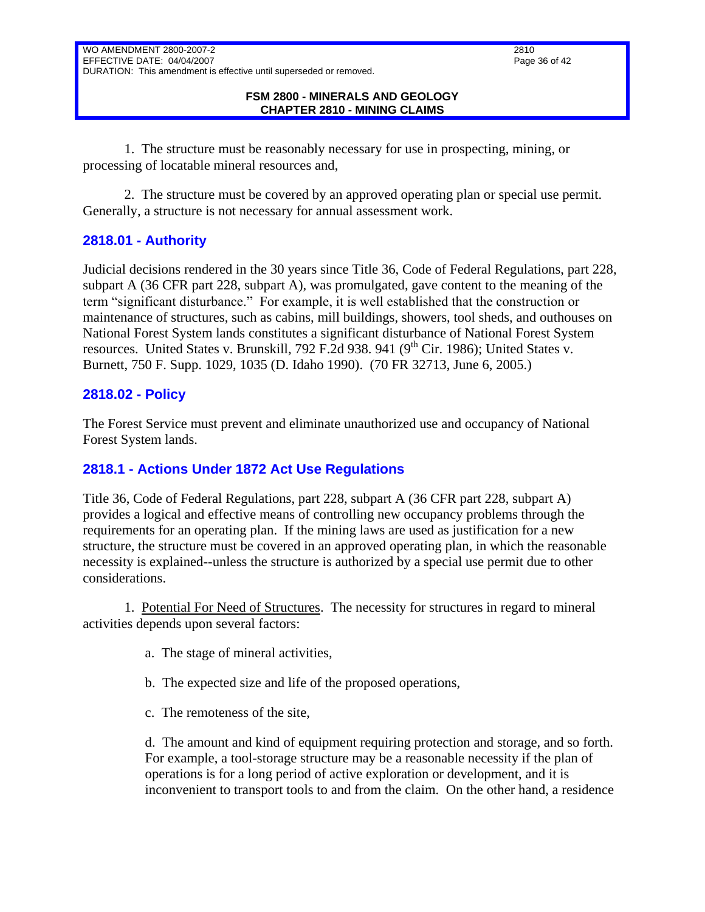1. The structure must be reasonably necessary for use in prospecting, mining, or processing of locatable mineral resources and,

2. The structure must be covered by an approved operating plan or special use permit. Generally, a structure is not necessary for annual assessment work.

## 2818.01 - Authority

Judicial decisions rendered in the 30 years since Title 36, Code of Federal Regulations, part 228, subpart A (36 CFR part 228, subpart A), was promulgated, gave content to the meaning of the term "significant disturbance." For example, it is well established that the construction or maintenance of structures, such as cabins, mill buildings, showers, tool sheds, and outhouses on National Forest System lands constitutes a significant disturbance of National Forest System resources. United States v. Brunskill, 792 F.2d 938. 941 (9th Cir. 1986); United States v. Burnett, 750 F. Supp. 1029, 1035 (D. Idaho 1990). (70 FR 32713, June 6, 2005.)

## 2818.02 - Policy

The Forest Service must prevent and eliminate unauthorized use and occupancy of National Forest System lands.

## 2818.1 - Actions Under 1872 Act Use Regulations

Title 36, Code of Federal Regulations, part 228, subpart A (36 CFR part 228, subpart A) provides a logical and effective means of controlling new occupancy problems through the requirements for an operating plan. If the mining laws are used as justification for a new structure, the structure must be covered in an approved operating plan, in which the reasonable necessity is explained--unless the structure is authorized by a special use permit due to other considerations.

1. Potential For Need of Structures. The necessity for structures in regard to mineral activities depends upon several factors:

   a. The stage of mineral activities,

   b. The expected size and life of the proposed operations,

   c. The remoteness of the site,

   d. The amount and kind of equipment requiring protection and storage, and so forth. For example, a tool-storage structure may be a reasonable necessity if the plan of operations is for a long period of active exploration or development, and it is inconvenient to transport tools to and from the claim. On the other hand, a residence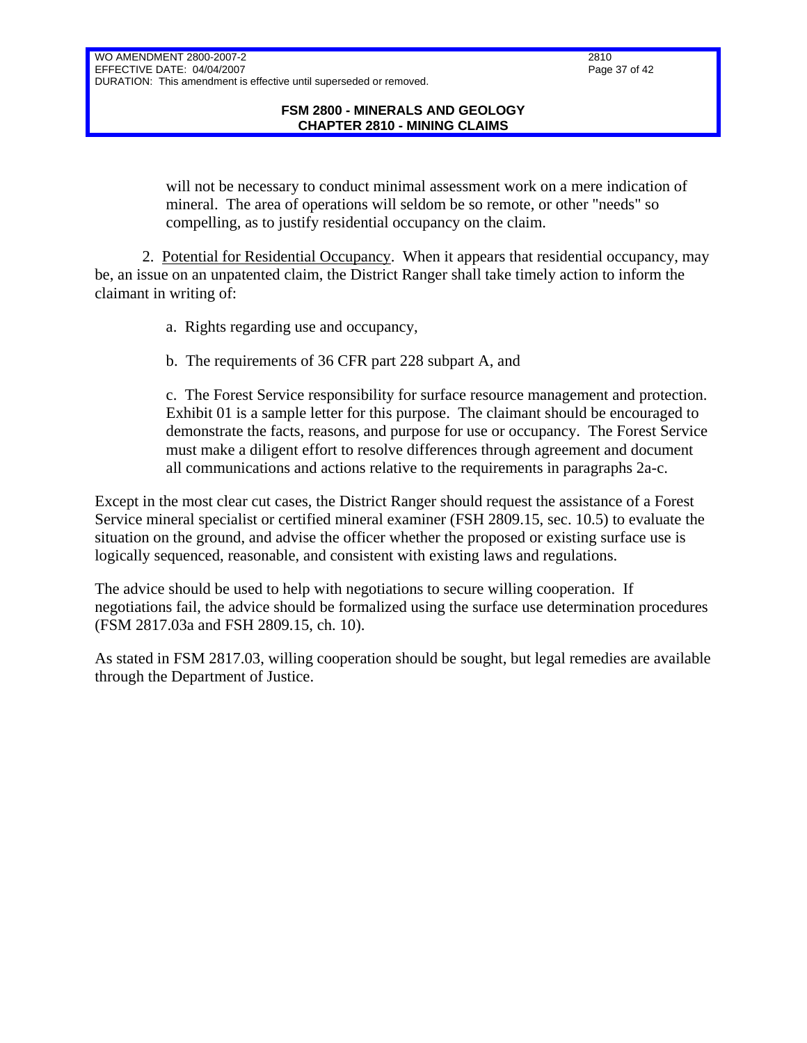will not be necessary to conduct minimal assessment work on a mere indication of mineral. The area of operations will seldom be so remote, or other "needs" so compelling, as to justify residential occupancy on the claim.

2. Potential for Residential Occupancy. When it appears that residential occupancy, may be, an issue on an unpatented claim, the District Ranger shall take timely action to inform the claimant in writing of:

a. Rights regarding use and occupancy,

b. The requirements of 36 CFR part 228 subpart A, and

c. The Forest Service responsibility for surface resource management and protection. Exhibit 01 is a sample letter for this purpose. The claimant should be encouraged to demonstrate the facts, reasons, and purpose for use or occupancy. The Forest Service must make a diligent effort to resolve differences through agreement and document all communications and actions relative to the requirements in paragraphs 2a-c.

Except in the most clear cut cases, the District Ranger should request the assistance of a Forest Service mineral specialist or certified mineral examiner (FSH 2809.15, sec. 10.5) to evaluate the situation on the ground, and advise the officer whether the proposed or existing surface use is logically sequenced, reasonable, and consistent with existing laws and regulations.

The advice should be used to help with negotiations to secure willing cooperation. If negotiations fail, the advice should be formalized using the surface use determination procedures (FSM 2817.03a and FSH 2809.15, ch. 10).

As stated in FSM 2817.03, willing cooperation should be sought, but legal remedies are available through the Department of Justice.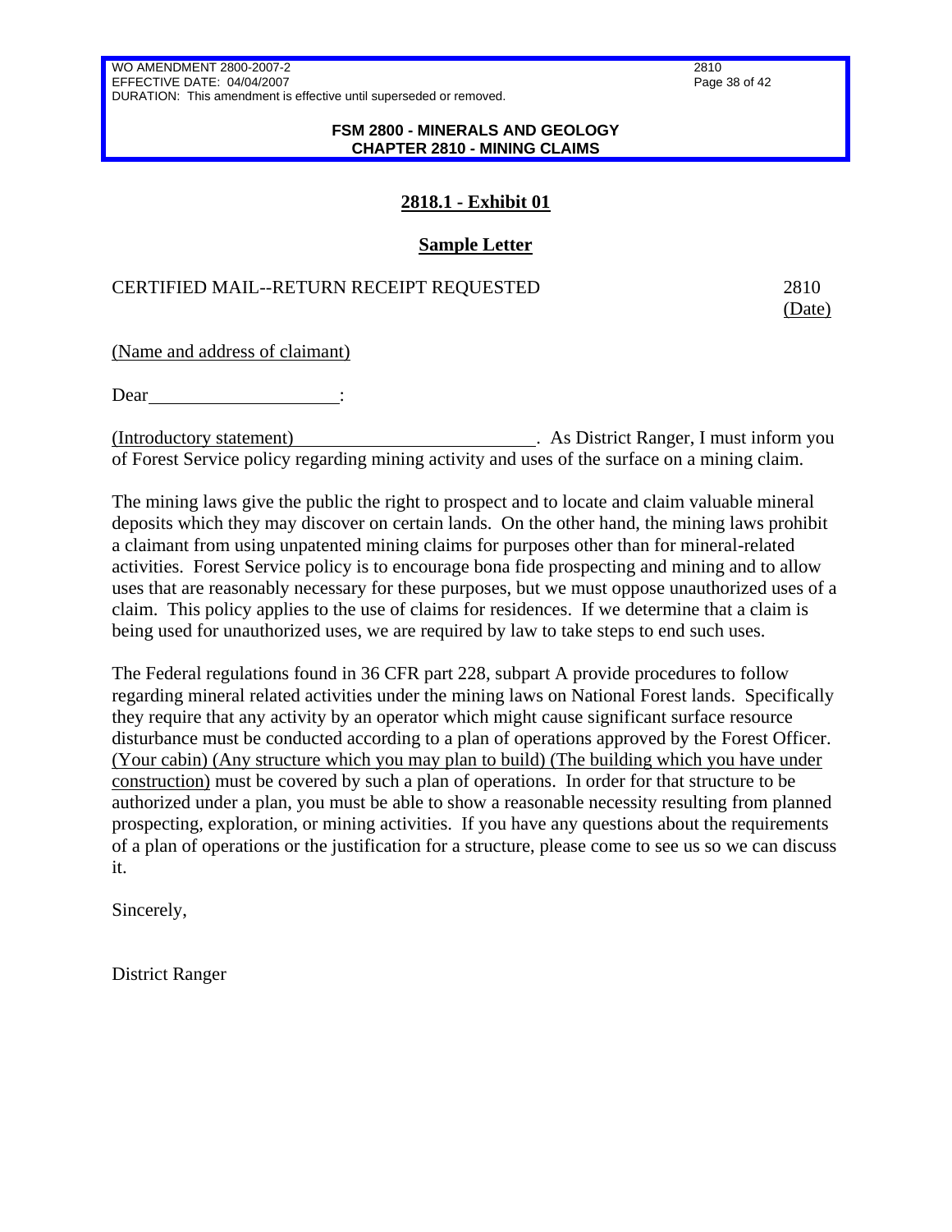## 2818.1 - Exhibit 01

### Sample Letter

CERTIFIED MAIL--RETURN RECEIPT REQUESTED 2810

(Date)

(Name and address of claimant)

Dear____________________:

(Introductory statement)_________________________. As District Ranger, I must inform you of Forest Service policy regarding mining activity and uses of the surface on a mining claim.

The mining laws give the public the right to prospect and to locate and claim valuable mineral deposits which they may discover on certain lands. On the other hand, the mining laws prohibit a claimant from using unpatented mining claims for purposes other than for mineral-related activities. Forest Service policy is to encourage bona fide prospecting and mining and to allow uses that are reasonably necessary for these purposes, but we must oppose unauthorized uses of a claim. This policy applies to the use of claims for residences. If we determine that a claim is being used for unauthorized uses, we are required by law to take steps to end such uses.

The Federal regulations found in 36 CFR part 228, subpart A provide procedures to follow regarding mineral related activities under the mining laws on National Forest lands. Specifically they require that any activity by an operator which might cause significant surface resource disturbance must be conducted according to a plan of operations approved by the Forest Officer. (Your cabin) (Any structure which you may plan to build) (The building which you have under construction) must be covered by such a plan of operations. In order for that structure to be authorized under a plan, you must be able to show a reasonable necessity resulting from planned prospecting, exploration, or mining activities. If you have any questions about the requirements of a plan of operations or the justification for a structure, please come to see us so we can discuss it.

Sincerely,

District Ranger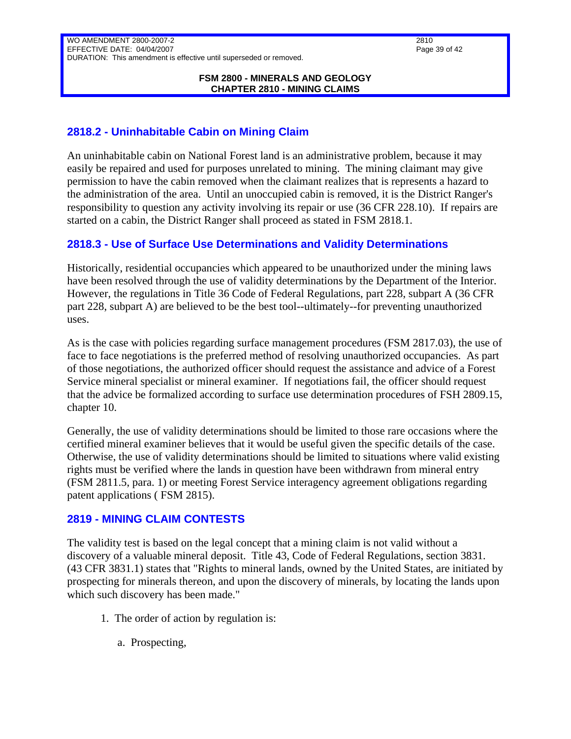## 2818.2 - Uninhabitable Cabin on Mining Claim

An uninhabitable cabin on National Forest land is an administrative problem, because it may easily be repaired and used for purposes unrelated to mining. The mining claimant may give permission to have the cabin removed when the claimant realizes that is represents a hazard to the administration of the area. Until an unoccupied cabin is removed, it is the District Ranger's responsibility to question any activity involving its repair or use (36 CFR 228.10). If repairs are started on a cabin, the District Ranger shall proceed as stated in FSM 2818.1.

## 2818.3 - Use of Surface Use Determinations and Validity Determinations

Historically, residential occupancies which appeared to be unauthorized under the mining laws have been resolved through the use of validity determinations by the Department of the Interior. However, the regulations in Title 36 Code of Federal Regulations, part 228, subpart A (36 CFR part 228, subpart A) are believed to be the best tool--ultimately--for preventing unauthorized uses.

As is the case with policies regarding surface management procedures (FSM 2817.03), the use of face to face negotiations is the preferred method of resolving unauthorized occupancies. As part of those negotiations, the authorized officer should request the assistance and advice of a Forest Service mineral specialist or mineral examiner. If negotiations fail, the officer should request that the advice be formalized according to surface use determination procedures of FSH 2809.15, chapter 10.

Generally, the use of validity determinations should be limited to those rare occasions where the certified mineral examiner believes that it would be useful given the specific details of the case. Otherwise, the use of validity determinations should be limited to situations where valid existing rights must be verified where the lands in question have been withdrawn from mineral entry (FSM 2811.5, para. 1) or meeting Forest Service interagency agreement obligations regarding patent applications ( FSM 2815).

## 2819 - MINING CLAIM CONTESTS

The validity test is based on the legal concept that a mining claim is not valid without a discovery of a valuable mineral deposit. Title 43, Code of Federal Regulations, section 3831. (43 CFR 3831.1) states that "Rights to mineral lands, owned by the United States, are initiated by prospecting for minerals thereon, and upon the discovery of minerals, by locating the lands upon which such discovery has been made."

1. The order of action by regulation is:

   a. Prospecting,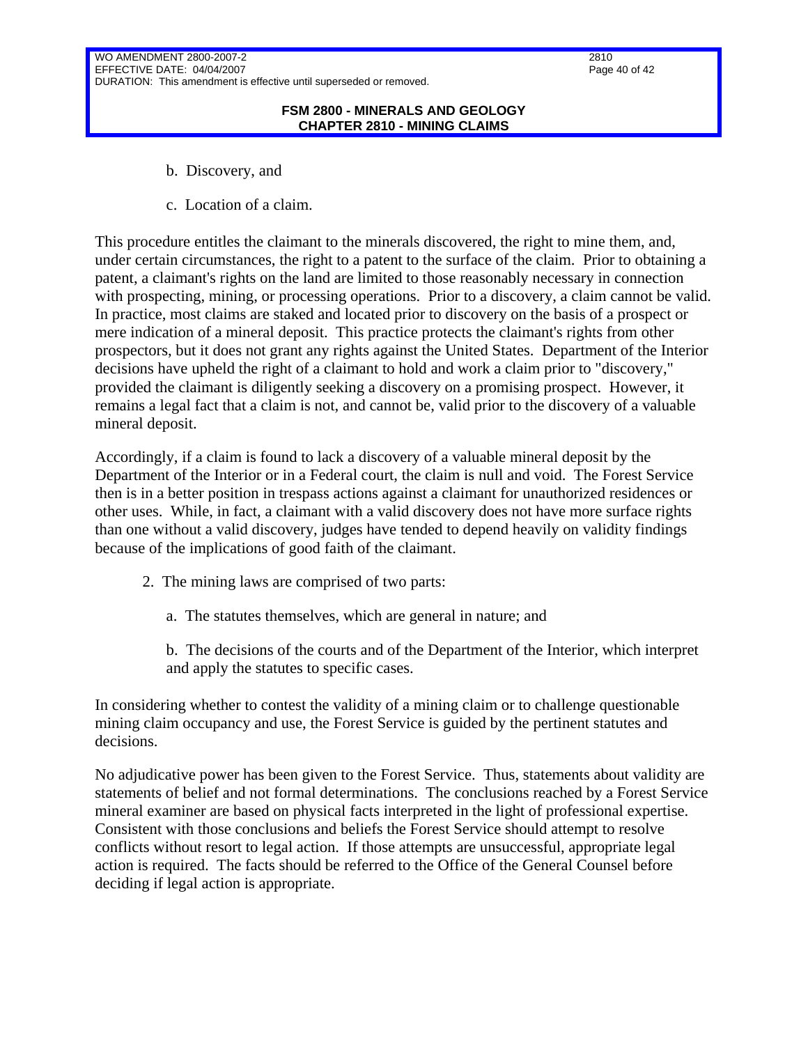b. Discovery, and

c. Location of a claim.

This procedure entitles the claimant to the minerals discovered, the right to mine them, and, under certain circumstances, the right to a patent to the surface of the claim. Prior to obtaining a patent, a claimant's rights on the land are limited to those reasonably necessary in connection with prospecting, mining, or processing operations. Prior to a discovery, a claim cannot be valid. In practice, most claims are staked and located prior to discovery on the basis of a prospect or mere indication of a mineral deposit. This practice protects the claimant's rights from other prospectors, but it does not grant any rights against the United States. Department of the Interior decisions have upheld the right of a claimant to hold and work a claim prior to "discovery," provided the claimant is diligently seeking a discovery on a promising prospect. However, it remains a legal fact that a claim is not, and cannot be, valid prior to the discovery of a valuable mineral deposit.

Accordingly, if a claim is found to lack a discovery of a valuable mineral deposit by the Department of the Interior or in a Federal court, the claim is null and void. The Forest Service then is in a better position in trespass actions against a claimant for unauthorized residences or other uses. While, in fact, a claimant with a valid discovery does not have more surface rights than one without a valid discovery, judges have tended to depend heavily on validity findings because of the implications of good faith of the claimant.

2. The mining laws are comprised of two parts:

a. The statutes themselves, which are general in nature; and

b. The decisions of the courts and of the Department of the Interior, which interpret and apply the statutes to specific cases.

In considering whether to contest the validity of a mining claim or to challenge questionable mining claim occupancy and use, the Forest Service is guided by the pertinent statutes and decisions.

No adjudicative power has been given to the Forest Service. Thus, statements about validity are statements of belief and not formal determinations. The conclusions reached by a Forest Service mineral examiner are based on physical facts interpreted in the light of professional expertise. Consistent with those conclusions and beliefs the Forest Service should attempt to resolve conflicts without resort to legal action. If those attempts are unsuccessful, appropriate legal action is required. The facts should be referred to the Office of the General Counsel before deciding if legal action is appropriate.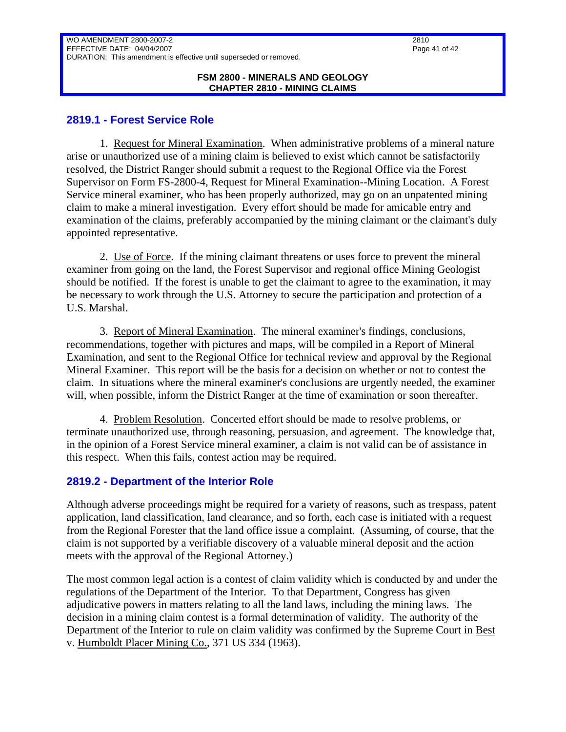## 2819.1 - Forest Service Role

1. Request for Mineral Examination. When administrative problems of a mineral nature arise or unauthorized use of a mining claim is believed to exist which cannot be satisfactorily resolved, the District Ranger should submit a request to the Regional Office via the Forest Supervisor on Form FS-2800-4, Request for Mineral Examination--Mining Location. A Forest Service mineral examiner, who has been properly authorized, may go on an unpatented mining claim to make a mineral investigation. Every effort should be made for amicable entry and examination of the claims, preferably accompanied by the mining claimant or the claimant's duly appointed representative.

2. Use of Force. If the mining claimant threatens or uses force to prevent the mineral examiner from going on the land, the Forest Supervisor and regional office Mining Geologist should be notified. If the forest is unable to get the claimant to agree to the examination, it may be necessary to work through the U.S. Attorney to secure the participation and protection of a U.S. Marshal.

3. Report of Mineral Examination. The mineral examiner's findings, conclusions, recommendations, together with pictures and maps, will be compiled in a Report of Mineral Examination, and sent to the Regional Office for technical review and approval by the Regional Mineral Examiner. This report will be the basis for a decision on whether or not to contest the claim. In situations where the mineral examiner's conclusions are urgently needed, the examiner will, when possible, inform the District Ranger at the time of examination or soon thereafter.

4. Problem Resolution. Concerted effort should be made to resolve problems, or terminate unauthorized use, through reasoning, persuasion, and agreement. The knowledge that, in the opinion of a Forest Service mineral examiner, a claim is not valid can be of assistance in this respect. When this fails, contest action may be required.

## 2819.2 - Department of the Interior Role

Although adverse proceedings might be required for a variety of reasons, such as trespass, patent application, land classification, land clearance, and so forth, each case is initiated with a request from the Regional Forester that the land office issue a complaint. (Assuming, of course, that the claim is not supported by a verifiable discovery of a valuable mineral deposit and the action meets with the approval of the Regional Attorney.)

The most common legal action is a contest of claim validity which is conducted by and under the regulations of the Department of the Interior. To that Department, Congress has given adjudicative powers in matters relating to all the land laws, including the mining laws. The decision in a mining claim contest is a formal determination of validity. The authority of the Department of the Interior to rule on claim validity was confirmed by the Supreme Court in Best v. Humboldt Placer Mining Co., 371 US 334 (1963).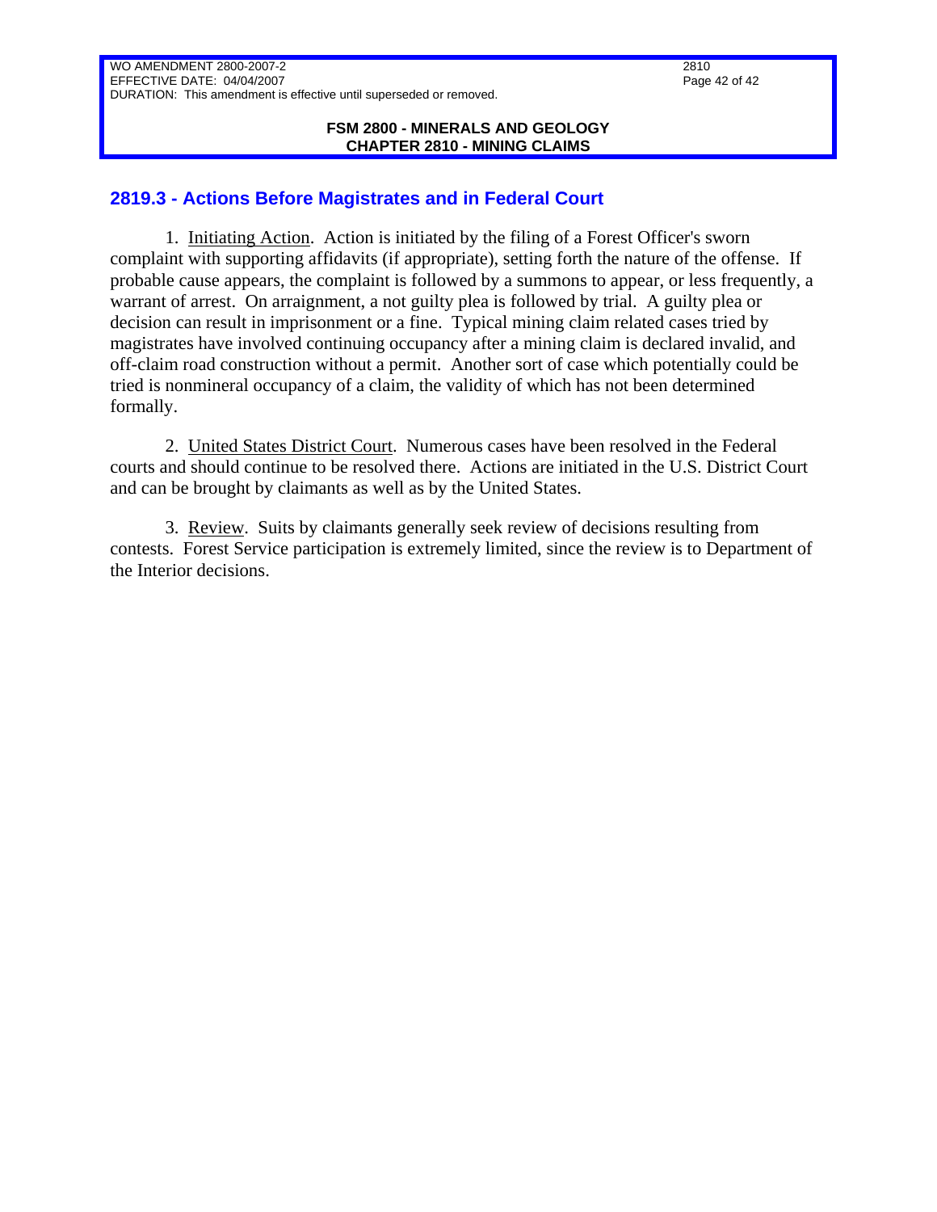## 2819.3 - Actions Before Magistrates and in Federal Court

1. Initiating Action. Action is initiated by the filing of a Forest Officer's sworn complaint with supporting affidavits (if appropriate), setting forth the nature of the offense. If probable cause appears, the complaint is followed by a summons to appear, or less frequently, a warrant of arrest. On arraignment, a not guilty plea is followed by trial. A guilty plea or decision can result in imprisonment or a fine. Typical mining claim related cases tried by magistrates have involved continuing occupancy after a mining claim is declared invalid, and off-claim road construction without a permit. Another sort of case which potentially could be tried is nonmineral occupancy of a claim, the validity of which has not been determined formally.

2. United States District Court. Numerous cases have been resolved in the Federal courts and should continue to be resolved there. Actions are initiated in the U.S. District Court and can be brought by claimants as well as by the United States.

3. Review. Suits by claimants generally seek review of decisions resulting from contests. Forest Service participation is extremely limited, since the review is to Department of the Interior decisions.